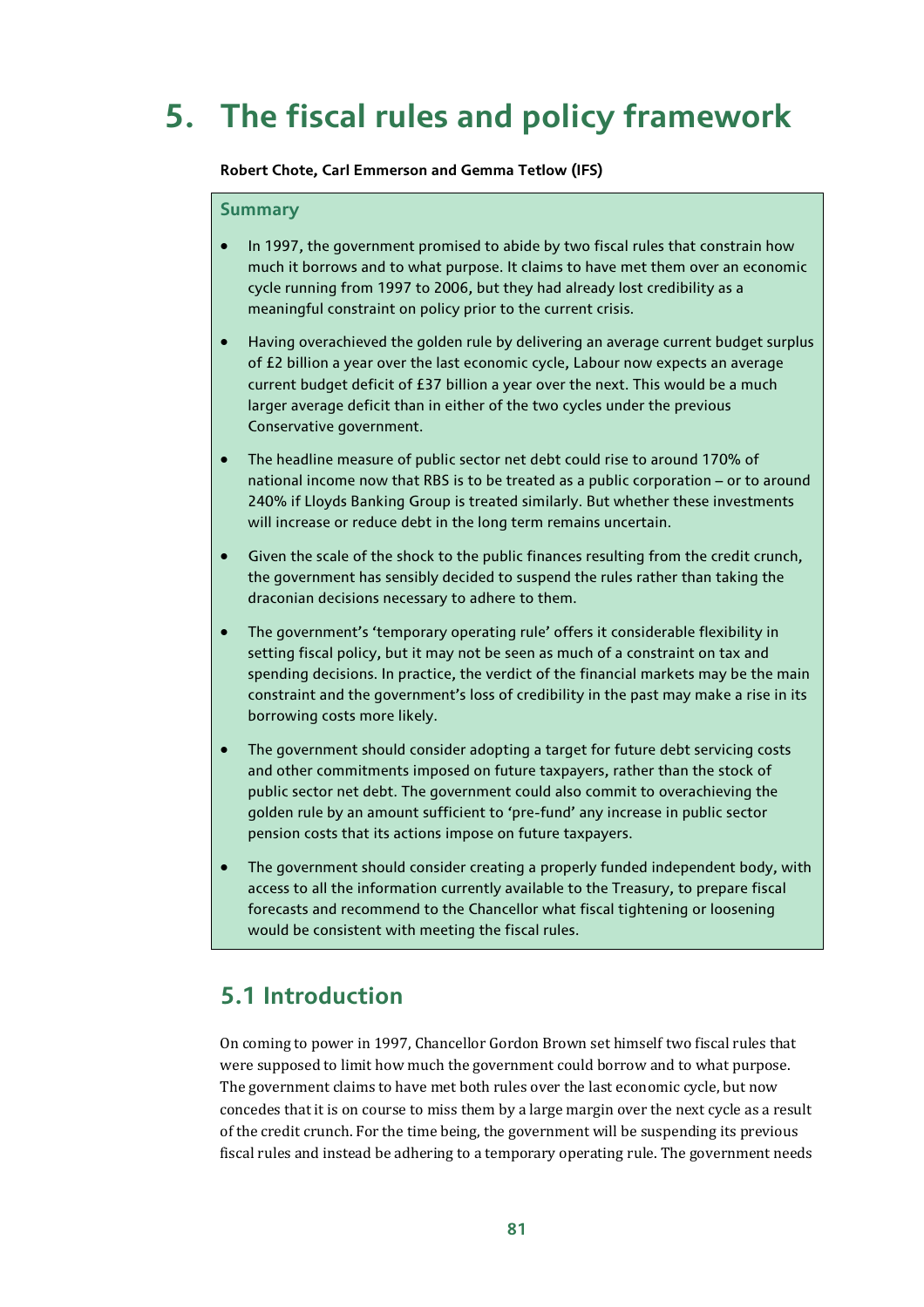# 5. The fiscal rules and policy framework

**Robert Chote, Carl Emmerson and Gemma Tetlow (IFS)**

### Summary

- In 1997, the government promised to abide by two fiscal rules that constrain how much it borrows and to what purpose. It claims to have met them over an economic cycle running from 1997 to 2006, but they had already lost credibility as a meaningful constraint on policy prior to the current crisis.
- Having overachieved the golden rule by delivering an average current budget surplus of £2 billion a year over the last economic cycle, Labour now expects an average current budget deficit of £37 billion a year over the next. This would be a much larger average deficit than in either of the two cycles under the previous Conservative government.
- The headline measure of public sector net debt could rise to around 170% of national income now that RBS is to be treated as a public corporation – or to around 240% if Lloyds Banking Group is treated similarly. But whether these investments will increase or reduce debt in the long term remains uncertain.
- Given the scale of the shock to the public finances resulting from the credit crunch, the government has sensibly decided to suspend the rules rather than taking the draconian decisions necessary to adhere to them.
- The government's 'temporary operating rule' offers it considerable flexibility in setting fiscal policy, but it may not be seen as much of a constraint on tax and spending decisions. In practice, the verdict of the financial markets may be the main constraint and the government's loss of credibility in the past may make a rise in its borrowing costs more likely.
- The government should consider adopting a target for future debt servicing costs and other commitments imposed on future taxpayers, rather than the stock of public sector net debt. The government could also commit to overachieving the golden rule by an amount sufficient to 'pre-fund' any increase in public sector pension costs that its actions impose on future taxpayers.
- The government should consider creating a properly funded independent body, with access to all the information currently available to the Treasury, to prepare fiscal forecasts and recommend to the Chancellor what fiscal tightening or loosening would be consistent with meeting the fiscal rules.

## 5.1 Introduction

On coming to power in 1997, Chancellor Gordon Brown set himself two fiscal rules that were supposed to limit how much the government could borrow and to what purpose. The government claims to have met both rules over the last economic cycle, but now concedes that it is on course to miss them by a large margin over the next cycle as a result of the credit crunch. For the time being, the government will be suspending its previous fiscal rules and instead be adhering to a temporary operating rule. The government needs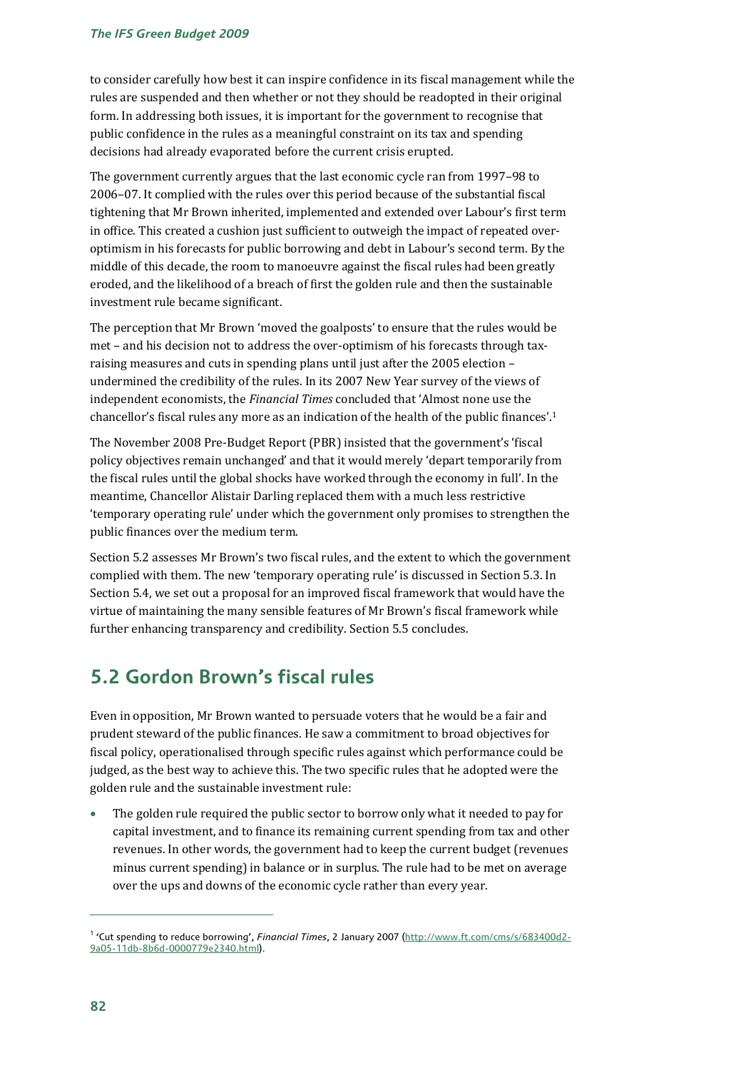to consider carefully how best it can inspire confidence in its fiscal management while the rules are suspended and then whether or not they should be readopted in their original form. In addressing both issues, it is important for the government to recognise that public confidence in the rules as a meaningful constraint on its tax and spending decisions had already evaporated before the current crisis erupted.

The government currently argues that the last economic cycle ran from 1997–98 to 2006–07. It complied with the rules over this period because of the substantial fiscal tightening that Mr Brown inherited, implemented and extended over Labour's first term in office. This created a cushion just sufficient to outweigh the impact of repeated over-optimism in his forecasts for public borrowing and debt in Labour's second term. By the middle of this decade, the room to manoeuvre against the fiscal rules had been greatly eroded, and the likelihood of a breach of first the golden rule and then the sustainable investment rule became significant.

The perception that Mr Brown 'moved the goalposts' to ensure that the rules would be met – and his decision not to address the over-optimism of his forecasts through tax-raising measures and cuts in spending plans until just after the 2005 election – undermined the credibility of the rules. In its 2007 New Year survey of the views of independent economists, the *Financial Times* concluded that 'Almost none use the chancellor's fiscal rules any more as an indication of the health of the public finances'.[1]

The November 2008 Pre-Budget Report (PBR) insisted that the government's 'fiscal policy objectives remain unchanged' and that it would merely 'depart temporarily from the fiscal rules until the global shocks have worked through the economy in full'. In the meantime, Chancellor Alistair Darling replaced them with a much less restrictive 'temporary operating rule' under which the government only promises to strengthen the public finances over the medium term.

Section 5.2 assesses Mr Brown's two fiscal rules, and the extent to which the government complied with them. The new 'temporary operating rule' is discussed in Section 5.3. In Section 5.4, we set out a proposal for an improved fiscal framework that would have the virtue of maintaining the many sensible features of Mr Brown's fiscal framework while further enhancing transparency and credibility. Section 5.5 concludes.

## 5.2 Gordon Brown's fiscal rules

Even in opposition, Mr Brown wanted to persuade voters that he would be a fair and prudent steward of the public finances. He saw a commitment to broad objectives for fiscal policy, operationalised through specific rules against which performance could be judged, as the best way to achieve this. The two specific rules that he adopted were the golden rule and the sustainable investment rule:

- The golden rule required the public sector to borrow only what it needed to pay for capital investment, and to finance its remaining current spending from tax and other revenues. In other words, the government had to keep the current budget (revenues minus current spending) in balance or in surplus. The rule had to be met on average over the ups and downs of the economic cycle rather than every year.

---

[1] 'Cut spending to reduce borrowing', *Financial Times*, 2 January 2007 (http://www.ft.com/cms/s/683400d2-9a05-11db-8b6d-0000779e2340.html).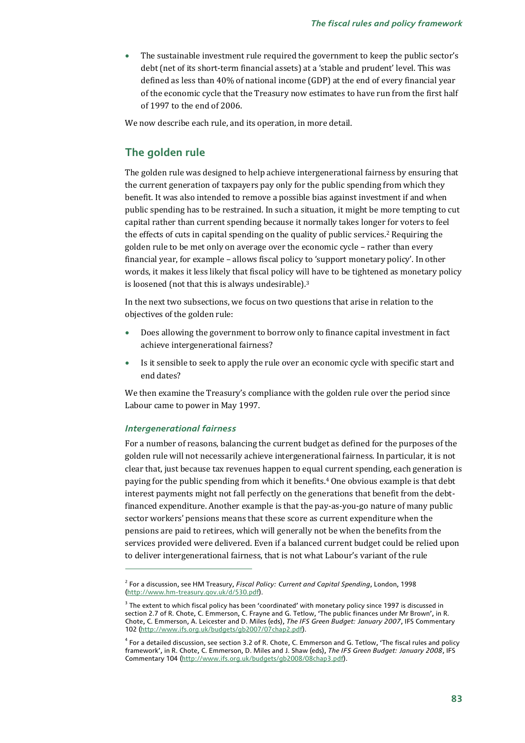- The sustainable investment rule required the government to keep the public sector's debt (net of its short-term financial assets) at a 'stable and prudent' level. This was defined as less than 40% of national income (GDP) at the end of every financial year of the economic cycle that the Treasury now estimates to have run from the first half of 1997 to the end of 2006.

We now describe each rule, and its operation, in more detail.

## The golden rule

The golden rule was designed to help achieve intergenerational fairness by ensuring that the current generation of taxpayers pay only for the public spending from which they benefit. It was also intended to remove a possible bias against investment if and when public spending has to be restrained. In such a situation, it might be more tempting to cut capital rather than current spending because it normally takes longer for voters to feel the effects of cuts in capital spending on the quality of public services.[2] Requiring the golden rule to be met only on average over the economic cycle – rather than every financial year, for example – allows fiscal policy to 'support monetary policy'. In other words, it makes it less likely that fiscal policy will have to be tightened as monetary policy is loosened (not that this is always undesirable).[3]

In the next two subsections, we focus on two questions that arise in relation to the objectives of the golden rule:

- Does allowing the government to borrow only to finance capital investment in fact achieve intergenerational fairness?
- Is it sensible to seek to apply the rule over an economic cycle with specific start and end dates?

We then examine the Treasury's compliance with the golden rule over the period since Labour came to power in May 1997.

### *Intergenerational fairness*

For a number of reasons, balancing the current budget as defined for the purposes of the golden rule will not necessarily achieve intergenerational fairness. In particular, it is not clear that, just because tax revenues happen to equal current spending, each generation is paying for the public spending from which it benefits.[4] One obvious example is that debt interest payments might not fall perfectly on the generations that benefit from the debt-financed expenditure. Another example is that the pay-as-you-go nature of many public sector workers' pensions means that these score as current expenditure when the pensions are paid to retirees, which will generally not be when the benefits from the services provided were delivered. Even if a balanced current budget could be relied upon to deliver intergenerational fairness, that is not what Labour's variant of the rule

---

[2] For a discussion, see HM Treasury, *Fiscal Policy: Current and Capital Spending*, London, 1998 (http://www.hm-treasury.gov.uk/d/530.pdf).

[3] The extent to which fiscal policy has been 'coordinated' with monetary policy since 1997 is discussed in section 2.7 of R. Chote, C. Emmerson, C. Frayne and G. Tetlow, 'The public finances under Mr Brown', in R. Chote, C. Emmerson, A. Leicester and D. Miles (eds), *The IFS Green Budget: January 2007*, IFS Commentary 102 (http://www.ifs.org.uk/budgets/gb2007/07chap2.pdf).

[4] For a detailed discussion, see section 3.2 of R. Chote, C. Emmerson and G. Tetlow, 'The fiscal rules and policy framework', in R. Chote, C. Emmerson, D. Miles and J. Shaw (eds), *The IFS Green Budget: January 2008*, IFS Commentary 104 (http://www.ifs.org.uk/budgets/gb2008/08chap3.pdf).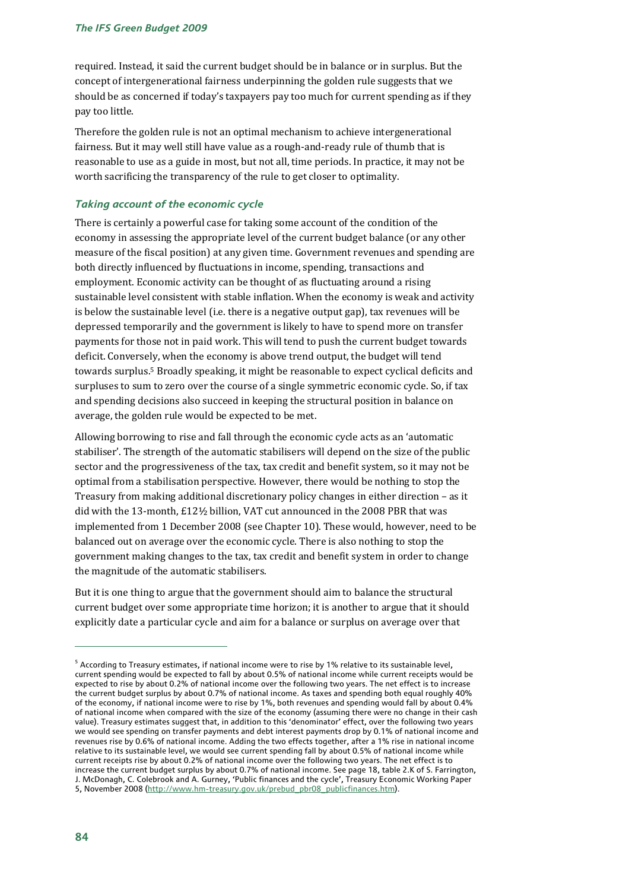required. Instead, it said the current budget should be in balance or in surplus. But the concept of intergenerational fairness underpinning the golden rule suggests that we should be as concerned if today's taxpayers pay too much for current spending as if they pay too little.

Therefore the golden rule is not an optimal mechanism to achieve intergenerational fairness. But it may well still have value as a rough-and-ready rule of thumb that is reasonable to use as a guide in most, but not all, time periods. In practice, it may not be worth sacrificing the transparency of the rule to get closer to optimality.

### *Taking account of the economic cycle*

There is certainly a powerful case for taking some account of the condition of the economy in assessing the appropriate level of the current budget balance (or any other measure of the fiscal position) at any given time. Government revenues and spending are both directly influenced by fluctuations in income, spending, transactions and employment. Economic activity can be thought of as fluctuating around a rising sustainable level consistent with stable inflation. When the economy is weak and activity is below the sustainable level (i.e. there is a negative output gap), tax revenues will be depressed temporarily and the government is likely to have to spend more on transfer payments for those not in paid work. This will tend to push the current budget towards deficit. Conversely, when the economy is above trend output, the budget will tend towards surplus.[5] Broadly speaking, it might be reasonable to expect cyclical deficits and surpluses to sum to zero over the course of a single symmetric economic cycle. So, if tax and spending decisions also succeed in keeping the structural position in balance on average, the golden rule would be expected to be met.

Allowing borrowing to rise and fall through the economic cycle acts as an 'automatic stabiliser'. The strength of the automatic stabilisers will depend on the size of the public sector and the progressiveness of the tax, tax credit and benefit system, so it may not be optimal from a stabilisation perspective. However, there would be nothing to stop the Treasury from making additional discretionary policy changes in either direction – as it did with the 13-month, £12½ billion, VAT cut announced in the 2008 PBR that was implemented from 1 December 2008 (see Chapter 10). These would, however, need to be balanced out on average over the economic cycle. There is also nothing to stop the government making changes to the tax, tax credit and benefit system in order to change the magnitude of the automatic stabilisers.

But it is one thing to argue that the government should aim to balance the structural current budget over some appropriate time horizon; it is another to argue that it should explicitly date a particular cycle and aim for a balance or surplus on average over that

---

[5] According to Treasury estimates, if national income were to rise by 1% relative to its sustainable level, current spending would be expected to fall by about 0.5% of national income while current receipts would be expected to rise by about 0.2% of national income over the following two years. The net effect is to increase the current budget surplus by about 0.7% of national income. As taxes and spending both equal roughly 40% of the economy, if national income were to rise by 1%, both revenues and spending would fall by about 0.4% of national income when compared with the size of the economy (assuming there were no change in their cash value). Treasury estimates suggest that, in addition to this 'denominator' effect, over the following two years we would see spending on transfer payments and debt interest payments drop by 0.1% of national income and revenues rise by 0.6% of national income. Adding the two effects together, after a 1% rise in national income relative to its sustainable level, we would see current spending fall by about 0.5% of national income while current receipts rise by about 0.2% of national income over the following two years. The net effect is to increase the current budget surplus by about 0.7% of national income. See page 18, table 2.K of S. Farrington, J. McDonagh, C. Colebrook and A. Gurney, 'Public finances and the cycle', Treasury Economic Working Paper 5, November 2008 (http://www.hm-treasury.gov.uk/prebud_pbr08_publicfinances.htm).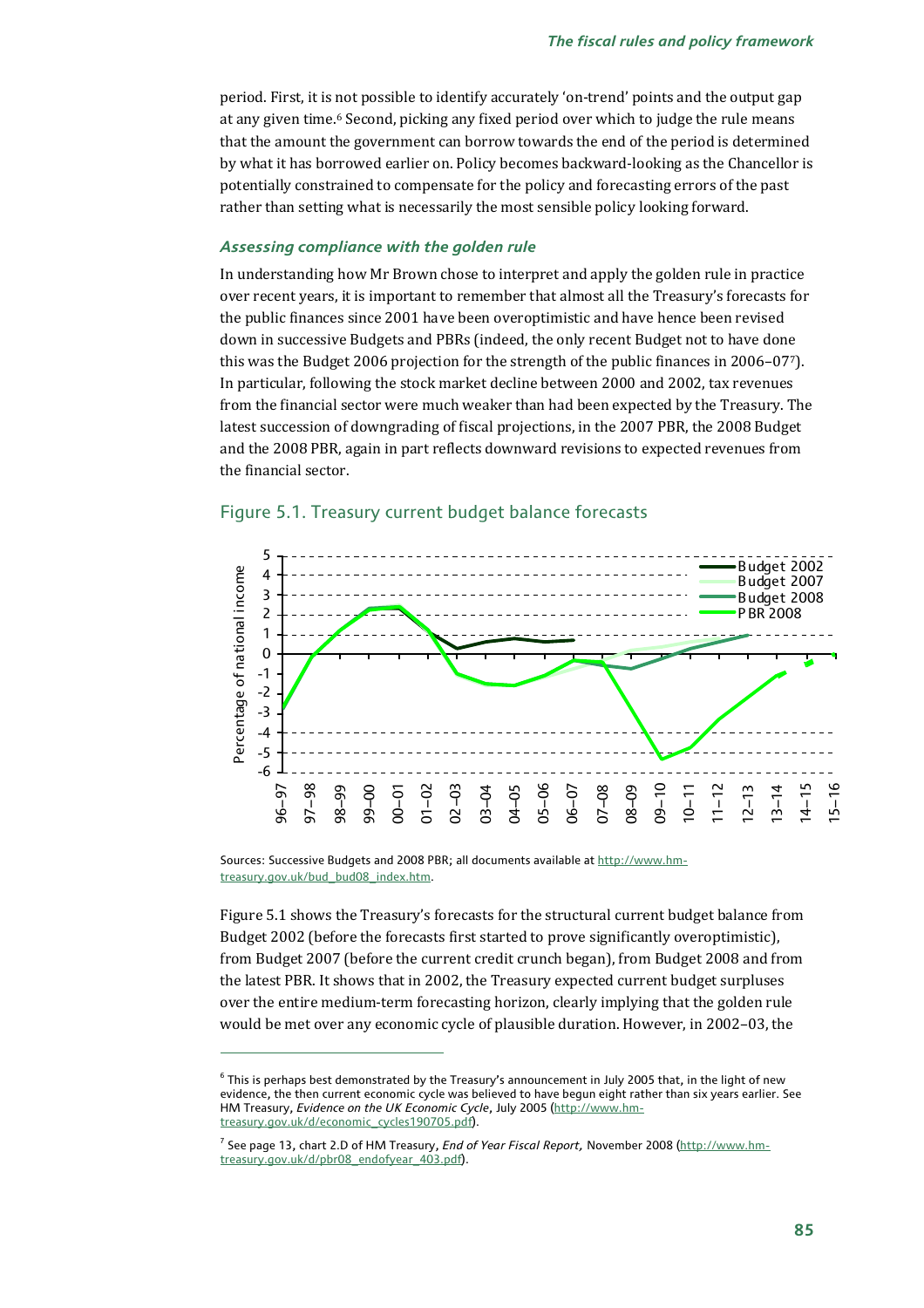period. First, it is not possible to identify accurately 'on-trend' points and the output gap at any given time.[6] Second, picking any fixed period over which to judge the rule means that the amount the government can borrow towards the end of the period is determined by what it has borrowed earlier on. Policy becomes backward-looking as the Chancellor is potentially constrained to compensate for the policy and forecasting errors of the past rather than setting what is necessarily the most sensible policy looking forward.

### *Assessing compliance with the golden rule*

In understanding how Mr Brown chose to interpret and apply the golden rule in practice over recent years, it is important to remember that almost all the Treasury's forecasts for the public finances since 2001 have been overoptimistic and have hence been revised down in successive Budgets and PBRs (indeed, the only recent Budget not to have done this was the Budget 2006 projection for the strength of the public finances in 2006–07[7]). In particular, following the stock market decline between 2000 and 2002, tax revenues from the financial sector were much weaker than had been expected by the Treasury. The latest succession of downgrading of fiscal projections, in the 2007 PBR, the 2008 Budget and the 2008 PBR, again in part reflects downward revisions to expected revenues from the financial sector.

## Figure 5.1. Treasury current budget balance forecasts

Sources: Successive Budgets and 2008 PBR; all documents available at http://www.hm-treasury.gov.uk/bud_bud08_index.htm.

Figure 5.1 shows the Treasury's forecasts for the structural current budget balance from Budget 2002 (before the forecasts first started to prove significantly overoptimistic), from Budget 2007 (before the current credit crunch began), from Budget 2008 and from the latest PBR. It shows that in 2002, the Treasury expected current budget surpluses over the entire medium-term forecasting horizon, clearly implying that the golden rule would be met over any economic cycle of plausible duration. However, in 2002–03, the

---

[6] This is perhaps best demonstrated by the Treasury's announcement in July 2005 that, in the light of new evidence, the then current economic cycle was believed to have begun eight rather than six years earlier. See HM Treasury, *Evidence on the UK Economic Cycle*, July 2005 (http://www.hm-treasury.gov.uk/d/economic_cycles190705.pdf).

[7] See page 13, chart 2.D of HM Treasury, *End of Year Fiscal Report*, November 2008 (http://www.hm-treasury.gov.uk/d/pbr08_endofyear_403.pdf).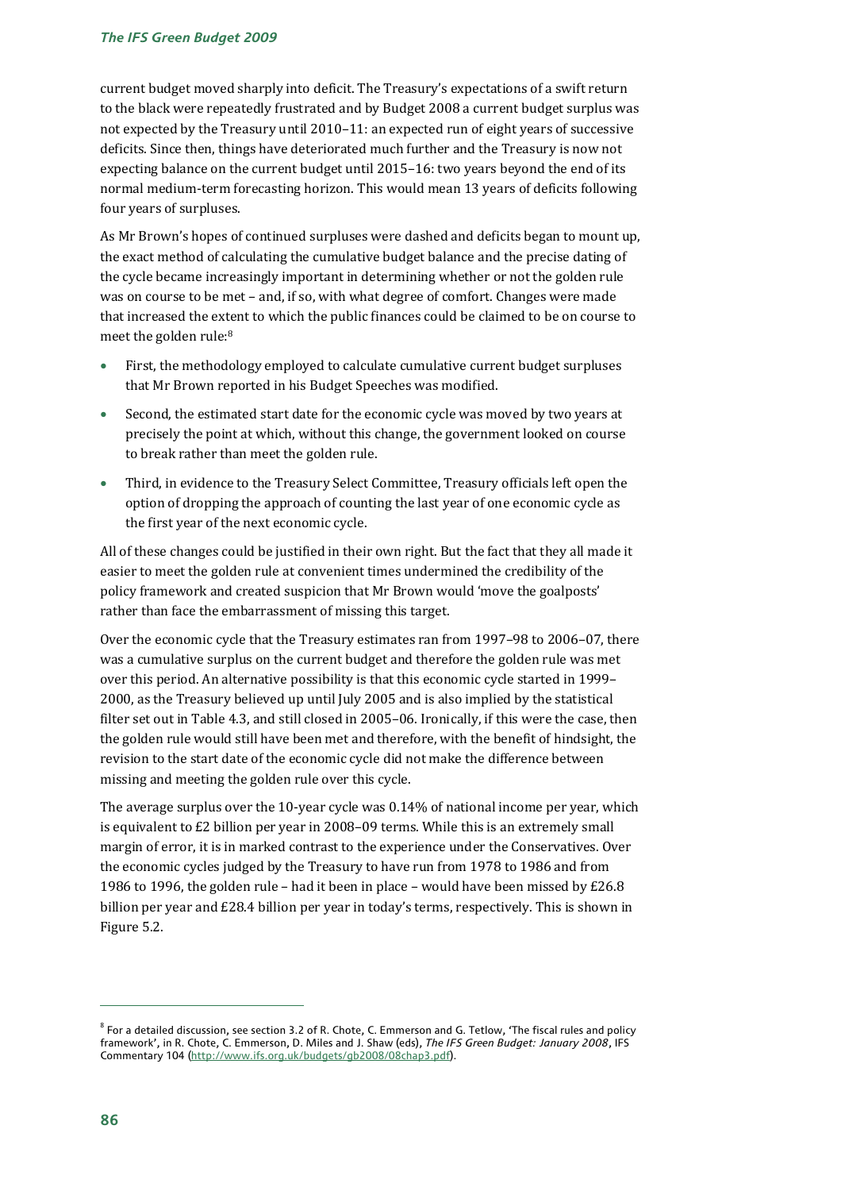current budget moved sharply into deficit. The Treasury's expectations of a swift return to the black were repeatedly frustrated and by Budget 2008 a current budget surplus was not expected by the Treasury until 2010–11: an expected run of eight years of successive deficits. Since then, things have deteriorated much further and the Treasury is now not expecting balance on the current budget until 2015–16: two years beyond the end of its normal medium-term forecasting horizon. This would mean 13 years of deficits following four years of surpluses.

As Mr Brown's hopes of continued surpluses were dashed and deficits began to mount up, the exact method of calculating the cumulative budget balance and the precise dating of the cycle became increasingly important in determining whether or not the golden rule was on course to be met – and, if so, with what degree of comfort. Changes were made that increased the extent to which the public finances could be claimed to be on course to meet the golden rule:[8]

- First, the methodology employed to calculate cumulative current budget surpluses that Mr Brown reported in his Budget Speeches was modified.
- Second, the estimated start date for the economic cycle was moved by two years at precisely the point at which, without this change, the government looked on course to break rather than meet the golden rule.
- Third, in evidence to the Treasury Select Committee, Treasury officials left open the option of dropping the approach of counting the last year of one economic cycle as the first year of the next economic cycle.

All of these changes could be justified in their own right. But the fact that they all made it easier to meet the golden rule at convenient times undermined the credibility of the policy framework and created suspicion that Mr Brown would 'move the goalposts' rather than face the embarrassment of missing this target.

Over the economic cycle that the Treasury estimates ran from 1997–98 to 2006–07, there was a cumulative surplus on the current budget and therefore the golden rule was met over this period. An alternative possibility is that this economic cycle started in 1999–2000, as the Treasury believed up until July 2005 and is also implied by the statistical filter set out in Table 4.3, and still closed in 2005–06. Ironically, if this were the case, then the golden rule would still have been met and therefore, with the benefit of hindsight, the revision to the start date of the economic cycle did not make the difference between missing and meeting the golden rule over this cycle.

The average surplus over the 10-year cycle was 0.14% of national income per year, which is equivalent to £2 billion per year in 2008–09 terms. While this is an extremely small margin of error, it is in marked contrast to the experience under the Conservatives. Over the economic cycles judged by the Treasury to have run from 1978 to 1986 and from 1986 to 1996, the golden rule – had it been in place – would have been missed by £26.8 billion per year and £28.4 billion per year in today's terms, respectively. This is shown in Figure 5.2.

---

[8] For a detailed discussion, see section 3.2 of R. Chote, C. Emmerson and G. Tetlow, 'The fiscal rules and policy framework', in R. Chote, C. Emmerson, D. Miles and J. Shaw (eds), *The IFS Green Budget: January 2008*, IFS Commentary 104 (http://www.ifs.org.uk/budgets/gb2008/08chap3.pdf).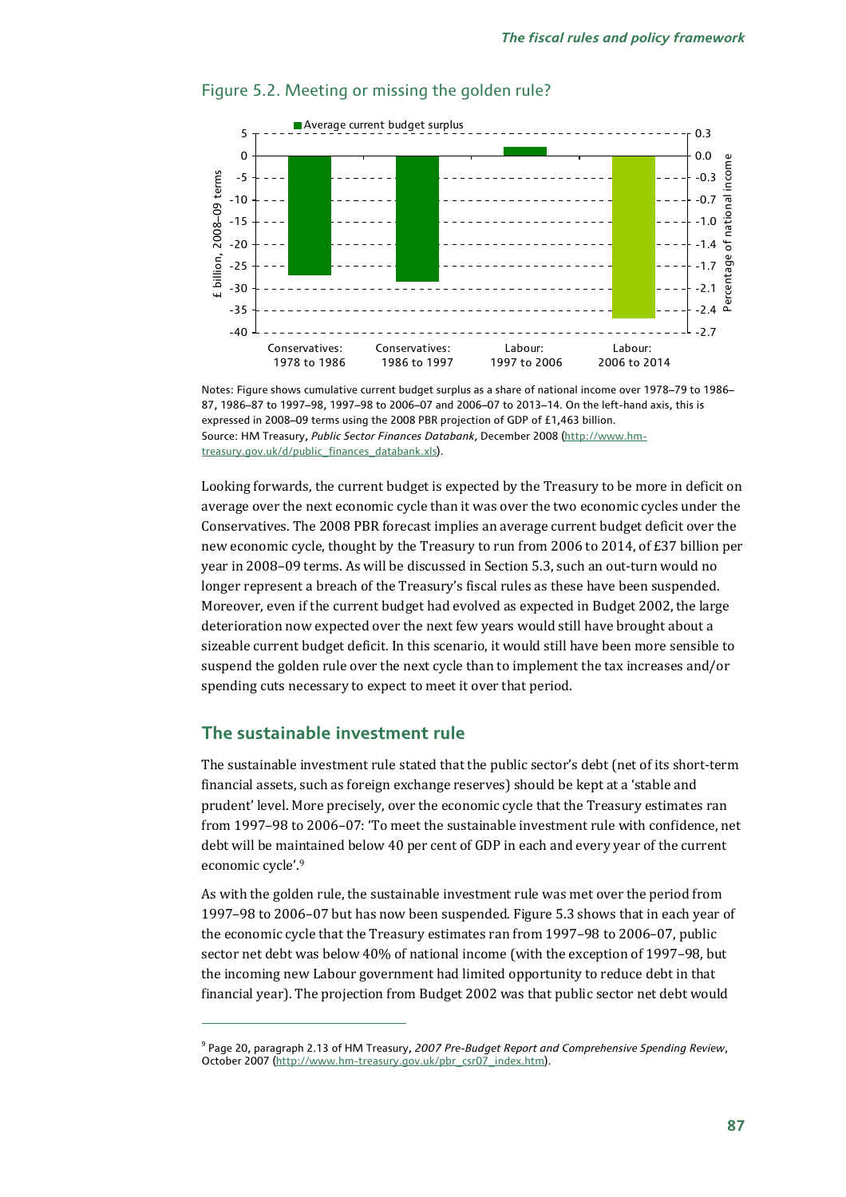## Figure 5.2. Meeting or missing the golden rule?

Notes: Figure shows cumulative current budget surplus as a share of national income over 1978–79 to 1986–87, 1986–87 to 1997–98, 1997–98 to 2006–07 and 2006–07 to 2013–14. On the left-hand axis, this is expressed in 2008–09 terms using the 2008 PBR projection of GDP of £1,463 billion.
Source: HM Treasury, *Public Sector Finances Databank*, December 2008 (http://www.hm-treasury.gov.uk/d/public_finances_databank.xls).

Looking forwards, the current budget is expected by the Treasury to be more in deficit on average over the next economic cycle than it was over the two economic cycles under the Conservatives. The 2008 PBR forecast implies an average current budget deficit over the new economic cycle, thought by the Treasury to run from 2006 to 2014, of £37 billion per year in 2008–09 terms. As will be discussed in Section 5.3, such an out-turn would no longer represent a breach of the Treasury's fiscal rules as these have been suspended. Moreover, even if the current budget had evolved as expected in Budget 2002, the large deterioration now expected over the next few years would still have brought about a sizeable current budget deficit. In this scenario, it would still have been more sensible to suspend the golden rule over the next cycle than to implement the tax increases and/or spending cuts necessary to expect to meet it over that period.

## The sustainable investment rule

The sustainable investment rule stated that the public sector's debt (net of its short-term financial assets, such as foreign exchange reserves) should be kept at a 'stable and prudent' level. More precisely, over the economic cycle that the Treasury estimates ran from 1997–98 to 2006–07: 'To meet the sustainable investment rule with confidence, net debt will be maintained below 40 per cent of GDP in each and every year of the current economic cycle'.[9]

As with the golden rule, the sustainable investment rule was met over the period from 1997–98 to 2006–07 but has now been suspended. Figure 5.3 shows that in each year of the economic cycle that the Treasury estimates ran from 1997–98 to 2006–07, public sector net debt was below 40% of national income (with the exception of 1997–98, but the incoming new Labour government had limited opportunity to reduce debt in that financial year). The projection from Budget 2002 was that public sector net debt would

[9] Page 20, paragraph 2.13 of HM Treasury, *2007 Pre-Budget Report and Comprehensive Spending Review*, October 2007 (http://www.hm-treasury.gov.uk/pbr_csr07_index.htm).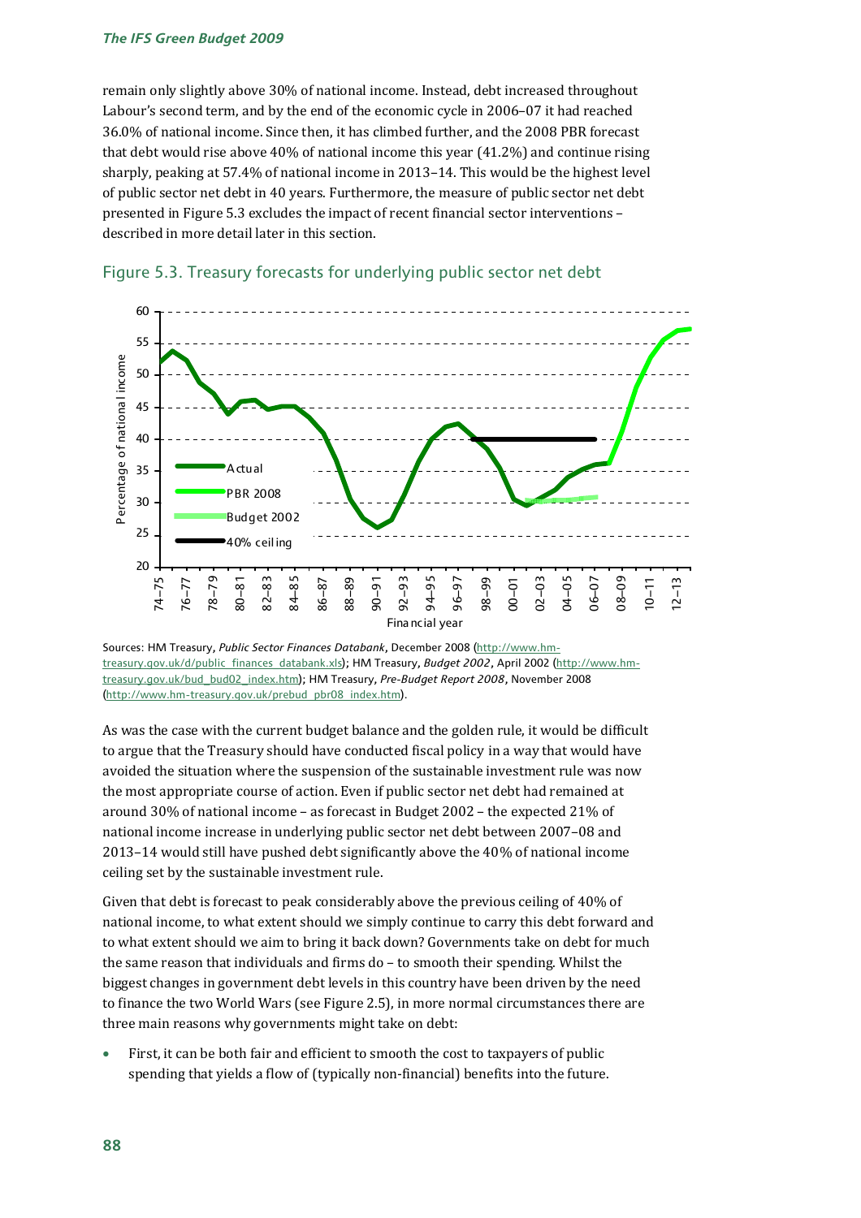remain only slightly above 30% of national income. Instead, debt increased throughout Labour's second term, and by the end of the economic cycle in 2006–07 it had reached 36.0% of national income. Since then, it has climbed further, and the 2008 PBR forecast that debt would rise above 40% of national income this year (41.2%) and continue rising sharply, peaking at 57.4% of national income in 2013–14. This would be the highest level of public sector net debt in 40 years. Furthermore, the measure of public sector net debt presented in Figure 5.3 excludes the impact of recent financial sector interventions – described in more detail later in this section.

## Figure 5.3. Treasury forecasts for underlying public sector net debt

Sources: HM Treasury, *Public Sector Finances Databank*, December 2008 (http://www.hm-treasury.gov.uk/d/public_finances_databank.xls); HM Treasury, *Budget 2002*, April 2002 (http://www.hm-treasury.gov.uk/bud_bud02_index.htm); HM Treasury, *Pre-Budget Report 2008*, November 2008 (http://www.hm-treasury.gov.uk/prebud_pbr08_index.htm).

As was the case with the current budget balance and the golden rule, it would be difficult to argue that the Treasury should have conducted fiscal policy in a way that would have avoided the situation where the suspension of the sustainable investment rule was now the most appropriate course of action. Even if public sector net debt had remained at around 30% of national income – as forecast in Budget 2002 – the expected 21% of national income increase in underlying public sector net debt between 2007–08 and 2013–14 would still have pushed debt significantly above the 40% of national income ceiling set by the sustainable investment rule.

Given that debt is forecast to peak considerably above the previous ceiling of 40% of national income, to what extent should we simply continue to carry this debt forward and to what extent should we aim to bring it back down? Governments take on debt for much the same reason that individuals and firms do – to smooth their spending. Whilst the biggest changes in government debt levels in this country have been driven by the need to finance the two World Wars (see Figure 2.5), in more normal circumstances there are three main reasons why governments might take on debt:

- First, it can be both fair and efficient to smooth the cost to taxpayers of public spending that yields a flow of (typically non-financial) benefits into the future.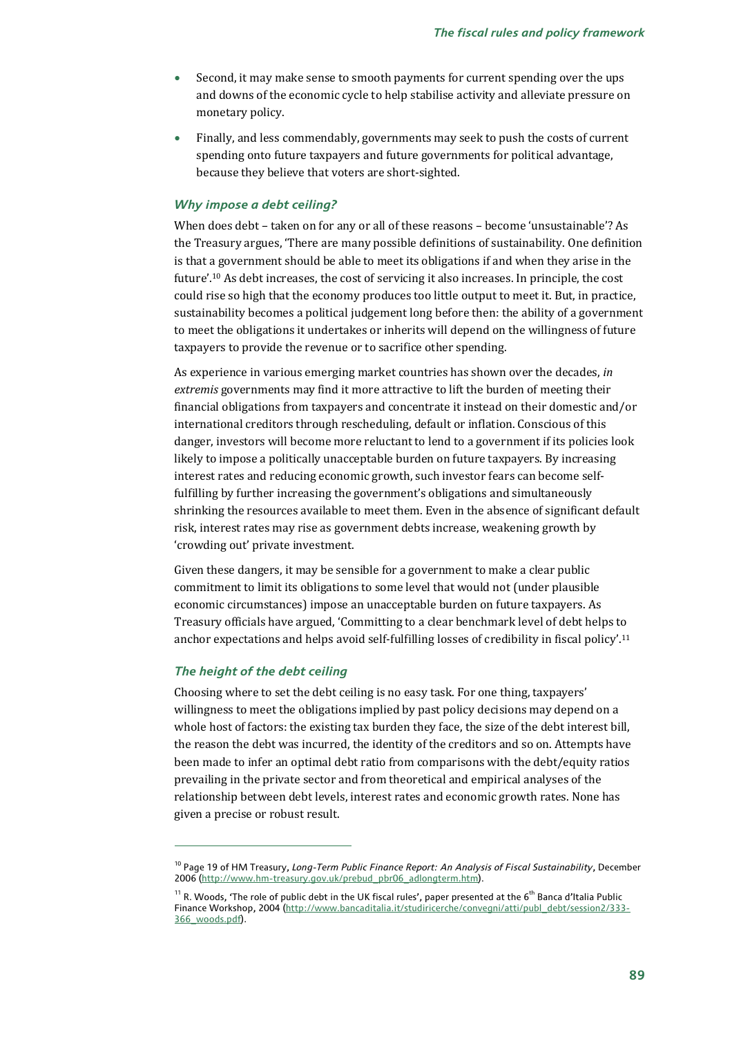- Second, it may make sense to smooth payments for current spending over the ups and downs of the economic cycle to help stabilise activity and alleviate pressure on monetary policy.
- Finally, and less commendably, governments may seek to push the costs of current spending onto future taxpayers and future governments for political advantage, because they believe that voters are short-sighted.

### *Why impose a debt ceiling?*

When does debt – taken on for any or all of these reasons – become 'unsustainable'? As the Treasury argues, 'There are many possible definitions of sustainability. One definition is that a government should be able to meet its obligations if and when they arise in the future'.[10] As debt increases, the cost of servicing it also increases. In principle, the cost could rise so high that the economy produces too little output to meet it. But, in practice, sustainability becomes a political judgement long before then: the ability of a government to meet the obligations it undertakes or inherits will depend on the willingness of future taxpayers to provide the revenue or to sacrifice other spending.

As experience in various emerging market countries has shown over the decades, *in extremis* governments may find it more attractive to lift the burden of meeting their financial obligations from taxpayers and concentrate it instead on their domestic and/or international creditors through rescheduling, default or inflation. Conscious of this danger, investors will become more reluctant to lend to a government if its policies look likely to impose a politically unacceptable burden on future taxpayers. By increasing interest rates and reducing economic growth, such investor fears can become self-fulfilling by further increasing the government's obligations and simultaneously shrinking the resources available to meet them. Even in the absence of significant default risk, interest rates may rise as government debts increase, weakening growth by 'crowding out' private investment.

Given these dangers, it may be sensible for a government to make a clear public commitment to limit its obligations to some level that would not (under plausible economic circumstances) impose an unacceptable burden on future taxpayers. As Treasury officials have argued, 'Committing to a clear benchmark level of debt helps to anchor expectations and helps avoid self-fulfilling losses of credibility in fiscal policy'.[11]

### *The height of the debt ceiling*

Choosing where to set the debt ceiling is no easy task. For one thing, taxpayers' willingness to meet the obligations implied by past policy decisions may depend on a whole host of factors: the existing tax burden they face, the size of the debt interest bill, the reason the debt was incurred, the identity of the creditors and so on. Attempts have been made to infer an optimal debt ratio from comparisons with the debt/equity ratios prevailing in the private sector and from theoretical and empirical analyses of the relationship between debt levels, interest rates and economic growth rates. None has given a precise or robust result.

---

[10] Page 19 of HM Treasury, *Long-Term Public Finance Report: An Analysis of Fiscal Sustainability*, December 2006 (http://www.hm-treasury.gov.uk/prebud_pbr06_adlongterm.htm).

[11] R. Woods, 'The role of public debt in the UK fiscal rules', paper presented at the 6th Banca d'Italia Public Finance Workshop, 2004 (http://www.bancaditalia.it/studiricerche/convegni/atti/publ_debt/session2/333-366_woods.pdf).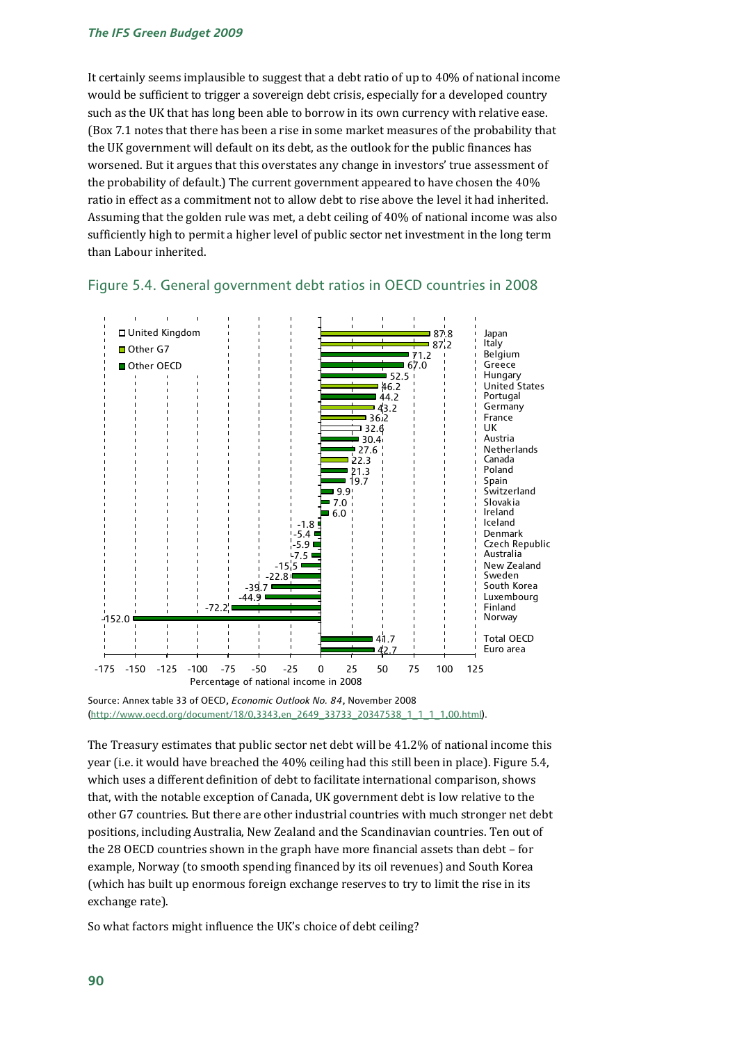It certainly seems implausible to suggest that a debt ratio of up to 40% of national income would be sufficient to trigger a sovereign debt crisis, especially for a developed country such as the UK that has long been able to borrow in its own currency with relative ease. (Box 7.1 notes that there has been a rise in some market measures of the probability that the UK government will default on its debt, as the outlook for the public finances has worsened. But it argues that this overstates any change in investors' true assessment of the probability of default.) The current government appeared to have chosen the 40% ratio in effect as a commitment not to allow debt to rise above the level it had inherited. Assuming that the golden rule was met, a debt ceiling of 40% of national income was also sufficiently high to permit a higher level of public sector net investment in the long term than Labour inherited.

## Figure 5.4. General government debt ratios in OECD countries in 2008

| Country | Group | Percentage of national income in 2008 |
|---|---|---|
| Japan | Other G7 | 87.8 |
| Italy | Other G7 | 87.2 |
| Belgium | Other OECD | 71.2 |
| Greece | Other OECD | 67.0 |
| Hungary | Other OECD | 52.5 |
| United States | Other G7 | 46.2 |
| Portugal | Other OECD | 44.2 |
| Germany | Other G7 | 43.2 |
| France | Other G7 | 36.2 |
| UK | United Kingdom | 32.6 |
| Austria | Other OECD | 30.4 |
| Netherlands | Other OECD | 27.6 |
| Canada | Other G7 | 22.3 |
| Poland | Other OECD | 21.3 |
| Spain | Other OECD | 19.7 |
| Switzerland | Other OECD | 9.9 |
| Slovakia | Other OECD | 7.0 |
| Ireland | Other OECD | 6.0 |
| Iceland | Other OECD | -1.8 |
| Denmark | Other OECD | -5.4 |
| Czech Republic | Other OECD | -5.9 |
| Australia | Other OECD | -7.5 |
| New Zealand | Other OECD | -15.5 |
| Sweden | Other OECD | -22.8 |
| South Korea | Other OECD | -39.7 |
| Luxembourg | Other OECD | -44.9 |
| Finland | Other OECD | -72.2 |
| Norway | Other OECD | -152.0 |
| Total OECD | Other OECD | 41.7 |
| Euro area | Other OECD | 42.7 |

Source: Annex table 33 of OECD, *Economic Outlook No. 84*, November 2008 (http://www.oecd.org/document/18/0,3343,en_2649_33733_20347538_1_1_1_1,00.html).

The Treasury estimates that public sector net debt will be 41.2% of national income this year (i.e. it would have breached the 40% ceiling had this still been in place). Figure 5.4, which uses a different definition of debt to facilitate international comparison, shows that, with the notable exception of Canada, UK government debt is low relative to the other G7 countries. But there are other industrial countries with much stronger net debt positions, including Australia, New Zealand and the Scandinavian countries. Ten out of the 28 OECD countries shown in the graph have more financial assets than debt – for example, Norway (to smooth spending financed by its oil revenues) and South Korea (which has built up enormous foreign exchange reserves to try to limit the rise in its exchange rate).

So what factors might influence the UK's choice of debt ceiling?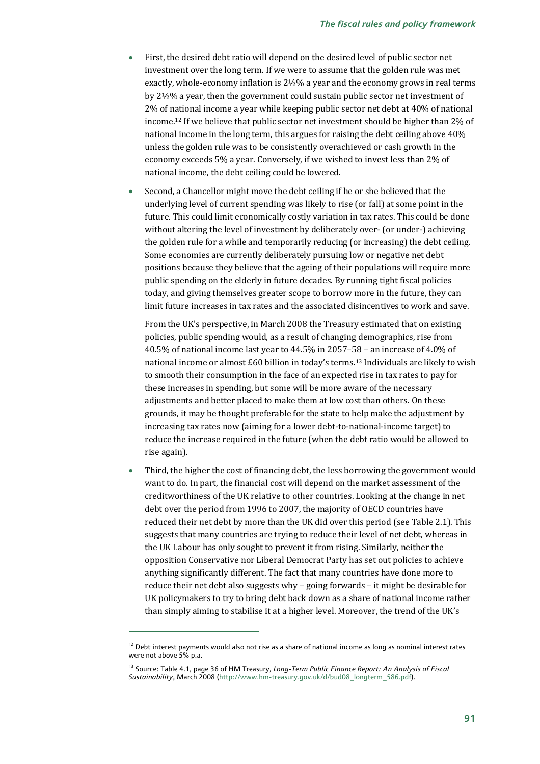- First, the desired debt ratio will depend on the desired level of public sector net investment over the long term. If we were to assume that the golden rule was met exactly, whole-economy inflation is 2½% a year and the economy grows in real terms by 2½% a year, then the government could sustain public sector net investment of 2% of national income a year while keeping public sector net debt at 40% of national income.[12] If we believe that public sector net investment should be higher than 2% of national income in the long term, this argues for raising the debt ceiling above 40% unless the golden rule was to be consistently overachieved or cash growth in the economy exceeds 5% a year. Conversely, if we wished to invest less than 2% of national income, the debt ceiling could be lowered.

- Second, a Chancellor might move the debt ceiling if he or she believed that the underlying level of current spending was likely to rise (or fall) at some point in the future. This could limit economically costly variation in tax rates. This could be done without altering the level of investment by deliberately over- (or under-) achieving the golden rule for a while and temporarily reducing (or increasing) the debt ceiling. Some economies are currently deliberately pursuing low or negative net debt positions because they believe that the ageing of their populations will require more public spending on the elderly in future decades. By running tight fiscal policies today, and giving themselves greater scope to borrow more in the future, they can limit future increases in tax rates and the associated disincentives to work and save.

  From the UK's perspective, in March 2008 the Treasury estimated that on existing policies, public spending would, as a result of changing demographics, rise from 40.5% of national income last year to 44.5% in 2057–58 – an increase of 4.0% of national income or almost £60 billion in today's terms.[13] Individuals are likely to wish to smooth their consumption in the face of an expected rise in tax rates to pay for these increases in spending, but some will be more aware of the necessary adjustments and better placed to make them at low cost than others. On these grounds, it may be thought preferable for the state to help make the adjustment by increasing tax rates now (aiming for a lower debt-to-national-income target) to reduce the increase required in the future (when the debt ratio would be allowed to rise again).

- Third, the higher the cost of financing debt, the less borrowing the government would want to do. In part, the financial cost will depend on the market assessment of the creditworthiness of the UK relative to other countries. Looking at the change in net debt over the period from 1996 to 2007, the majority of OECD countries have reduced their net debt by more than the UK did over this period (see Table 2.1). This suggests that many countries are trying to reduce their level of net debt, whereas in the UK Labour has only sought to prevent it from rising. Similarly, neither the opposition Conservative nor Liberal Democrat Party has set out policies to achieve anything significantly different. The fact that many countries have done more to reduce their net debt also suggests why – going forwards – it might be desirable for UK policymakers to try to bring debt back down as a share of national income rather than simply aiming to stabilise it at a higher level. Moreover, the trend of the UK's

---

[12] Debt interest payments would also not rise as a share of national income as long as nominal interest rates were not above 5% p.a.

[13] Source: Table 4.1, page 36 of HM Treasury, *Long-Term Public Finance Report: An Analysis of Fiscal Sustainability*, March 2008 (http://www.hm-treasury.gov.uk/d/bud08_longterm_586.pdf).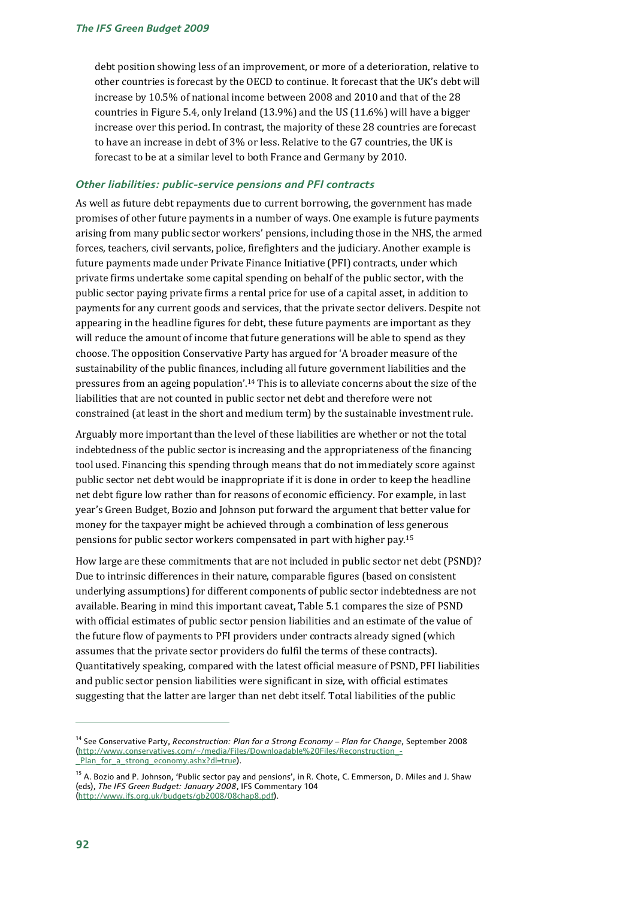debt position showing less of an improvement, or more of a deterioration, relative to other countries is forecast by the OECD to continue. It forecast that the UK's debt will increase by 10.5% of national income between 2008 and 2010 and that of the 28 countries in Figure 5.4, only Ireland (13.9%) and the US (11.6%) will have a bigger increase over this period. In contrast, the majority of these 28 countries are forecast to have an increase in debt of 3% or less. Relative to the G7 countries, the UK is forecast to be at a similar level to both France and Germany by 2010.

### *Other liabilities: public-service pensions and PFI contracts*

As well as future debt repayments due to current borrowing, the government has made promises of other future payments in a number of ways. One example is future payments arising from many public sector workers' pensions, including those in the NHS, the armed forces, teachers, civil servants, police, firefighters and the judiciary. Another example is future payments made under Private Finance Initiative (PFI) contracts, under which private firms undertake some capital spending on behalf of the public sector, with the public sector paying private firms a rental price for use of a capital asset, in addition to payments for any current goods and services, that the private sector delivers. Despite not appearing in the headline figures for debt, these future payments are important as they will reduce the amount of income that future generations will be able to spend as they choose. The opposition Conservative Party has argued for 'A broader measure of the sustainability of the public finances, including all future government liabilities and the pressures from an ageing population'.[14] This is to alleviate concerns about the size of the liabilities that are not counted in public sector net debt and therefore were not constrained (at least in the short and medium term) by the sustainable investment rule.

Arguably more important than the level of these liabilities are whether or not the total indebtedness of the public sector is increasing and the appropriateness of the financing tool used. Financing this spending through means that do not immediately score against public sector net debt would be inappropriate if it is done in order to keep the headline net debt figure low rather than for reasons of economic efficiency. For example, in last year's Green Budget, Bozio and Johnson put forward the argument that better value for money for the taxpayer might be achieved through a combination of less generous pensions for public sector workers compensated in part with higher pay.[15]

How large are these commitments that are not included in public sector net debt (PSND)? Due to intrinsic differences in their nature, comparable figures (based on consistent underlying assumptions) for different components of public sector indebtedness are not available. Bearing in mind this important caveat, Table 5.1 compares the size of PSND with official estimates of public sector pension liabilities and an estimate of the value of the future flow of payments to PFI providers under contracts already signed (which assumes that the private sector providers do fulfil the terms of these contracts). Quantitatively speaking, compared with the latest official measure of PSND, PFI liabilities and public sector pension liabilities were significant in size, with official estimates suggesting that the latter are larger than net debt itself. Total liabilities of the public

---

[14] See Conservative Party, *Reconstruction: Plan for a Strong Economy – Plan for Change*, September 2008 (http://www.conservatives.com/~/media/Files/Downloadable%20Files/Reconstruction_-_Plan_for_a_strong_economy.ashx?dl=true).

[15] A. Bozio and P. Johnson, 'Public sector pay and pensions', in R. Chote, C. Emmerson, D. Miles and J. Shaw (eds), *The IFS Green Budget: January 2008*, IFS Commentary 104 (http://www.ifs.org.uk/budgets/gb2008/08chap8.pdf).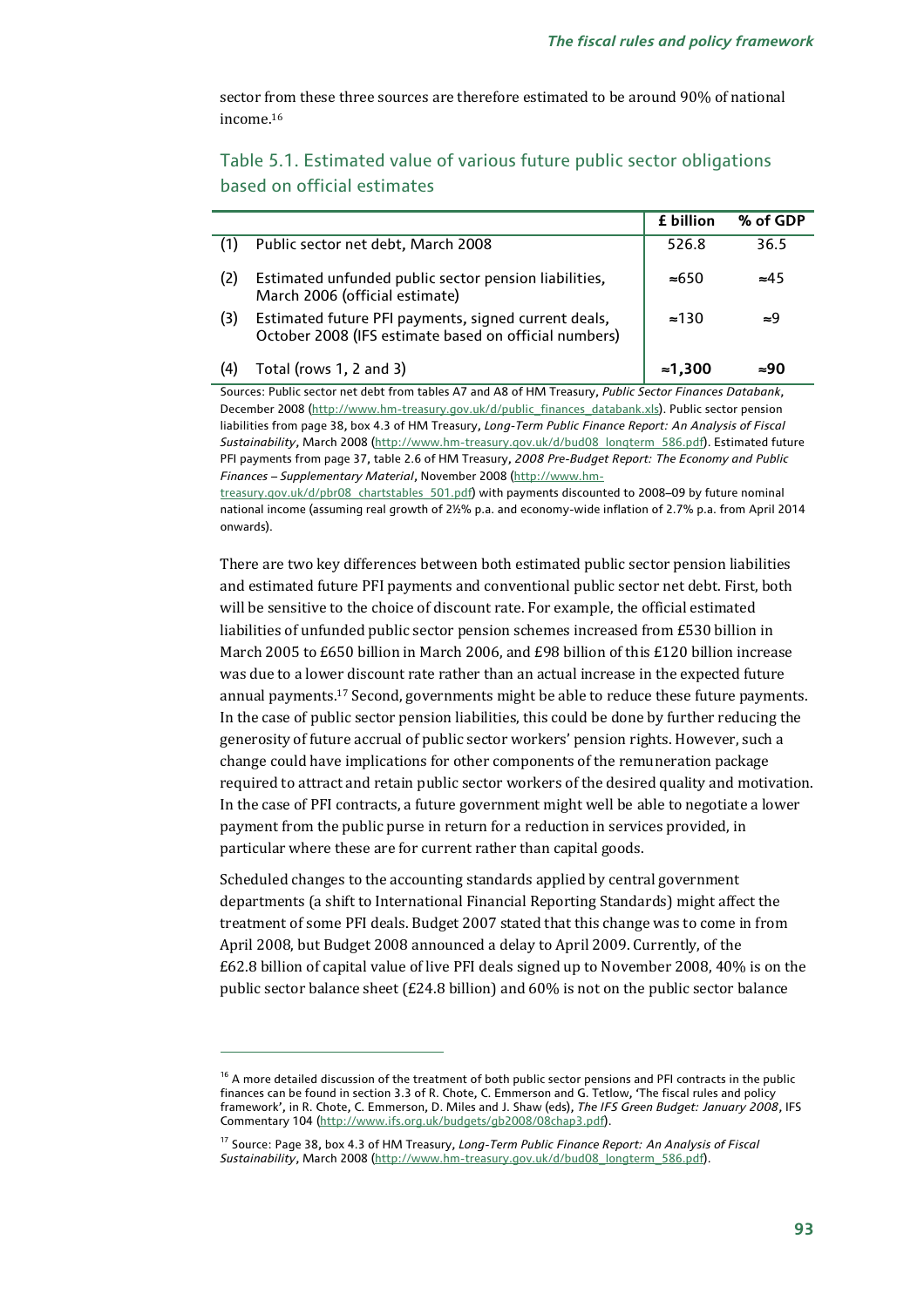sector from these three sources are therefore estimated to be around 90% of national income.[16]

## Table 5.1. Estimated value of various future public sector obligations based on official estimates

| | | £ billion | % of GDP |
|---|---|---|---|
| (1) | Public sector net debt, March 2008 | 526.8 | 36.5 |
| (2) | Estimated unfunded public sector pension liabilities, March 2006 (official estimate) | ≈650 | ≈45 |
| (3) | Estimated future PFI payments, signed current deals, October 2008 (IFS estimate based on official numbers) | ≈130 | ≈9 |
| (4) | **Total (rows 1, 2 and 3)** | **≈1,300** | **≈90** |

Sources: Public sector net debt from tables A7 and A8 of HM Treasury, *Public Sector Finances Databank*, December 2008 (http://www.hm-treasury.gov.uk/d/public_finances_databank.xls). Public sector pension liabilities from page 38, box 4.3 of HM Treasury, *Long-Term Public Finance Report: An Analysis of Fiscal Sustainability*, March 2008 (http://www.hm-treasury.gov.uk/d/bud08_longterm_586.pdf). Estimated future PFI payments from page 37, table 2.6 of HM Treasury, *2008 Pre-Budget Report: The Economy and Public Finances – Supplementary Material*, November 2008 (http://www.hm-treasury.gov.uk/d/pbr08_chartstables_501.pdf) with payments discounted to 2008–09 by future nominal national income (assuming real growth of 2½% p.a. and economy-wide inflation of 2.7% p.a. from April 2014 onwards).

There are two key differences between both estimated public sector pension liabilities and estimated future PFI payments and conventional public sector net debt. First, both will be sensitive to the choice of discount rate. For example, the official estimated liabilities of unfunded public sector pension schemes increased from £530 billion in March 2005 to £650 billion in March 2006, and £98 billion of this £120 billion increase was due to a lower discount rate rather than an actual increase in the expected future annual payments.[17] Second, governments might be able to reduce these future payments. In the case of public sector pension liabilities, this could be done by further reducing the generosity of future accrual of public sector workers' pension rights. However, such a change could have implications for other components of the remuneration package required to attract and retain public sector workers of the desired quality and motivation. In the case of PFI contracts, a future government might well be able to negotiate a lower payment from the public purse in return for a reduction in services provided, in particular where these are for current rather than capital goods.

Scheduled changes to the accounting standards applied by central government departments (a shift to International Financial Reporting Standards) might affect the treatment of some PFI deals. Budget 2007 stated that this change was to come in from April 2008, but Budget 2008 announced a delay to April 2009. Currently, of the £62.8 billion of capital value of live PFI deals signed up to November 2008, 40% is on the public sector balance sheet (£24.8 billion) and 60% is not on the public sector balance

[16] A more detailed discussion of the treatment of both public sector pensions and PFI contracts in the public finances can be found in section 3.3 of R. Chote, C. Emmerson and G. Tetlow, 'The fiscal rules and policy framework', in R. Chote, C. Emmerson, D. Miles and J. Shaw (eds), *The IFS Green Budget: January 2008*, IFS Commentary 104 (http://www.ifs.org.uk/budgets/gb2008/08chap3.pdf).

[17] Source: Page 38, box 4.3 of HM Treasury, *Long-Term Public Finance Report: An Analysis of Fiscal Sustainability*, March 2008 (http://www.hm-treasury.gov.uk/d/bud08_longterm_586.pdf).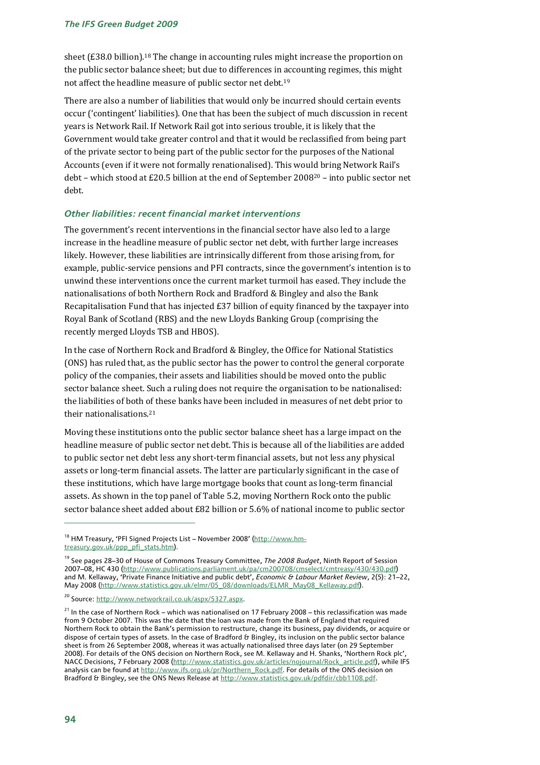sheet (£38.0 billion).[18] The change in accounting rules might increase the proportion on the public sector balance sheet; but due to differences in accounting regimes, this might not affect the headline measure of public sector net debt.[19]

There are also a number of liabilities that would only be incurred should certain events occur ('contingent' liabilities). One that has been the subject of much discussion in recent years is Network Rail. If Network Rail got into serious trouble, it is likely that the Government would take greater control and that it would be reclassified from being part of the private sector to being part of the public sector for the purposes of the National Accounts (even if it were not formally renationalised). This would bring Network Rail's debt – which stood at £20.5 billion at the end of September 2008[20] – into public sector net debt.

### *Other liabilities: recent financial market interventions*

The government's recent interventions in the financial sector have also led to a large increase in the headline measure of public sector net debt, with further large increases likely. However, these liabilities are intrinsically different from those arising from, for example, public-service pensions and PFI contracts, since the government's intention is to unwind these interventions once the current market turmoil has eased. They include the nationalisations of both Northern Rock and Bradford & Bingley and also the Bank Recapitalisation Fund that has injected £37 billion of equity financed by the taxpayer into Royal Bank of Scotland (RBS) and the new Lloyds Banking Group (comprising the recently merged Lloyds TSB and HBOS).

In the case of Northern Rock and Bradford & Bingley, the Office for National Statistics (ONS) has ruled that, as the public sector has the power to control the general corporate policy of the companies, their assets and liabilities should be moved onto the public sector balance sheet. Such a ruling does not require the organisation to be nationalised: the liabilities of both of these banks have been included in measures of net debt prior to their nationalisations.[21]

Moving these institutions onto the public sector balance sheet has a large impact on the headline measure of public sector net debt. This is because all of the liabilities are added to public sector net debt less any short-term financial assets, but not less any physical assets or long-term financial assets. The latter are particularly significant in the case of these institutions, which have large mortgage books that count as long-term financial assets. As shown in the top panel of Table 5.2, moving Northern Rock onto the public sector balance sheet added about £82 billion or 5.6% of national income to public sector

---

[18] HM Treasury, 'PFI Signed Projects List – November 2008' (http://www.hm-treasury.gov.uk/ppp_pfi_stats.htm).

[19] See pages 28–30 of House of Commons Treasury Committee, *The 2008 Budget*, Ninth Report of Session 2007–08, HC 430 (http://www.publications.parliament.uk/pa/cm200708/cmselect/cmtreasy/430/430.pdf) and M. Kellaway, 'Private Finance Initiative and public debt', *Economic & Labour Market Review*, 2(5): 21–22, May 2008 (http://www.statistics.gov.uk/elmr/05_08/downloads/ELMR_May08_Kellaway.pdf).

[20] Source: http://www.networkrail.co.uk/aspx/5327.aspx.

[21] In the case of Northern Rock – which was nationalised on 17 February 2008 – this reclassification was made from 9 October 2007. This was the date that the loan was made from the Bank of England that required Northern Rock to obtain the Bank's permission to restructure, change its business, pay dividends, or acquire or dispose of certain types of assets. In the case of Bradford & Bingley, its inclusion on the public sector balance sheet is from 26 September 2008, whereas it was actually nationalised three days later (on 29 September 2008). For details of the ONS decision on Northern Rock, see M. Kellaway and H. Shanks, 'Northern Rock plc', NACC Decisions, 7 February 2008 (http://www.statistics.gov.uk/articles/nojournal/Rock_article.pdf), while IFS analysis can be found at http://www.ifs.org.uk/pr/Northern_Rock.pdf. For details of the ONS decision on Bradford & Bingley, see the ONS News Release at http://www.statistics.gov.uk/pdfdir/cbb1108.pdf.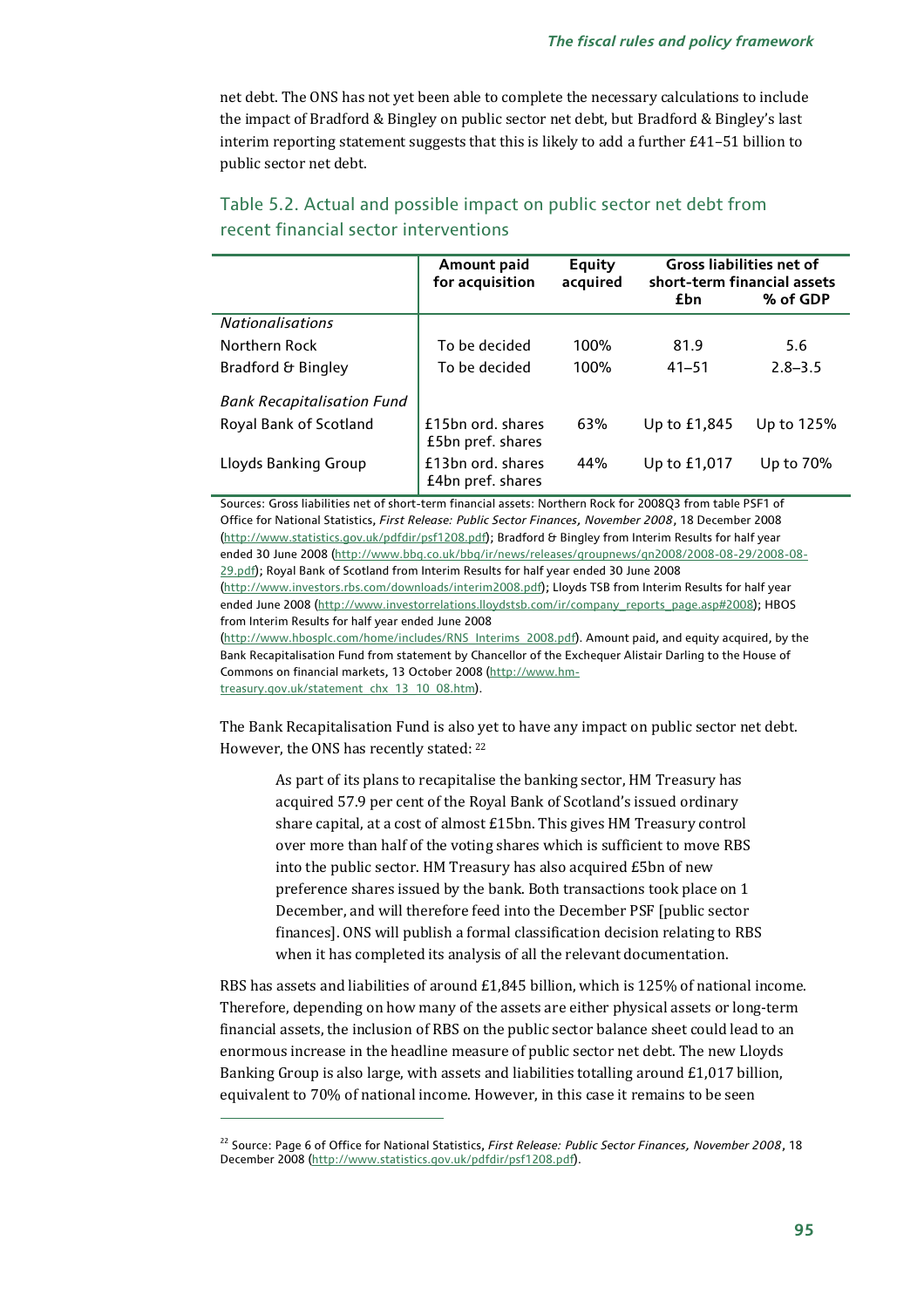net debt. The ONS has not yet been able to complete the necessary calculations to include the impact of Bradford & Bingley on public sector net debt, but Bradford & Bingley's last interim reporting statement suggests that this is likely to add a further £41–51 billion to public sector net debt.

### Table 5.2. Actual and possible impact on public sector net debt from recent financial sector interventions

| | Amount paid for acquisition | Equity acquired | Gross liabilities net of short-term financial assets | |
|---|---|---|---|---|
| | | | £bn | % of GDP |
| *Nationalisations* | | | | |
| Northern Rock | To be decided | 100% | 81.9 | 5.6 |
| Bradford & Bingley | To be decided | 100% | 41–51 | 2.8–3.5 |
| *Bank Recapitalisation Fund* | | | | |
| Royal Bank of Scotland | £15bn ord. shares £5bn pref. shares | 63% | Up to £1,845 | Up to 125% |
| Lloyds Banking Group | £13bn ord. shares £4bn pref. shares | 44% | Up to £1,017 | Up to 70% |

Sources: Gross liabilities net of short-term financial assets: Northern Rock for 2008Q3 from table PSF1 of Office for National Statistics, *First Release: Public Sector Finances, November 2008*, 18 December 2008 (http://www.statistics.gov.uk/pdfdir/psf1208.pdf); Bradford & Bingley from Interim Results for half year ended 30 June 2008 (http://www.bbg.co.uk/bbg/ir/news/releases/groupnews/gn2008/2008-08-29/2008-08-29.pdf); Royal Bank of Scotland from Interim Results for half year ended 30 June 2008 (http://www.investors.rbs.com/downloads/interim2008.pdf); Lloyds TSB from Interim Results for half year ended June 2008 (http://www.investorrelations.lloydstsb.com/ir/company_reports_page.asp#2008); HBOS from Interim Results for half year ended June 2008 (http://www.hbosplc.com/home/includes/RNS_Interims_2008.pdf). Amount paid, and equity acquired, by the Bank Recapitalisation Fund from statement by Chancellor of the Exchequer Alistair Darling to the House of Commons on financial markets, 13 October 2008 (http://www.hm-treasury.gov.uk/statement_chx_13_10_08.htm).

The Bank Recapitalisation Fund is also yet to have any impact on public sector net debt. However, the ONS has recently stated: [22]

> As part of its plans to recapitalise the banking sector, HM Treasury has acquired 57.9 per cent of the Royal Bank of Scotland's issued ordinary share capital, at a cost of almost £15bn. This gives HM Treasury control over more than half of the voting shares which is sufficient to move RBS into the public sector. HM Treasury has also acquired £5bn of new preference shares issued by the bank. Both transactions took place on 1 December, and will therefore feed into the December PSF [public sector finances]. ONS will publish a formal classification decision relating to RBS when it has completed its analysis of all the relevant documentation.

RBS has assets and liabilities of around £1,845 billion, which is 125% of national income. Therefore, depending on how many of the assets are either physical assets or long-term financial assets, the inclusion of RBS on the public sector balance sheet could lead to an enormous increase in the headline measure of public sector net debt. The new Lloyds Banking Group is also large, with assets and liabilities totalling around £1,017 billion, equivalent to 70% of national income. However, in this case it remains to be seen

[22] Source: Page 6 of Office for National Statistics, *First Release: Public Sector Finances, November 2008*, 18 December 2008 (http://www.statistics.gov.uk/pdfdir/psf1208.pdf).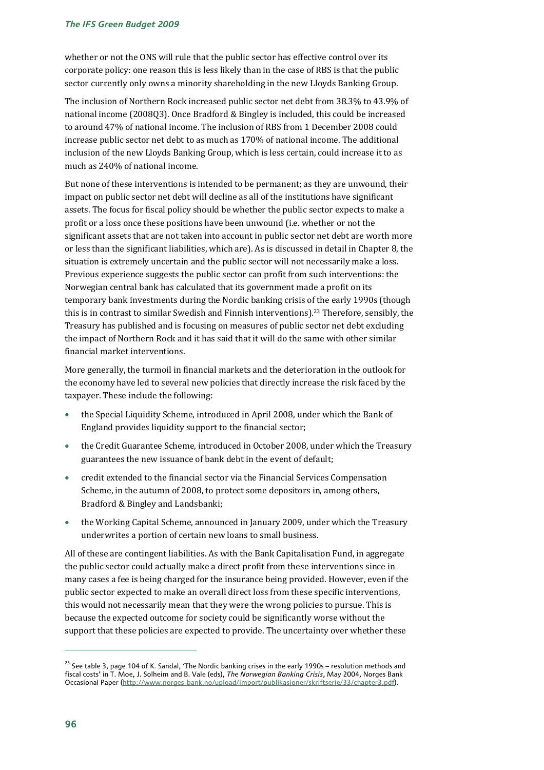whether or not the ONS will rule that the public sector has effective control over its corporate policy: one reason this is less likely than in the case of RBS is that the public sector currently only owns a minority shareholding in the new Lloyds Banking Group.

The inclusion of Northern Rock increased public sector net debt from 38.3% to 43.9% of national income (2008Q3). Once Bradford & Bingley is included, this could be increased to around 47% of national income. The inclusion of RBS from 1 December 2008 could increase public sector net debt to as much as 170% of national income. The additional inclusion of the new Lloyds Banking Group, which is less certain, could increase it to as much as 240% of national income.

But none of these interventions is intended to be permanent; as they are unwound, their impact on public sector net debt will decline as all of the institutions have significant assets. The focus for fiscal policy should be whether the public sector expects to make a profit or a loss once these positions have been unwound (i.e. whether or not the significant assets that are not taken into account in public sector net debt are worth more or less than the significant liabilities, which are). As is discussed in detail in Chapter 8, the situation is extremely uncertain and the public sector will not necessarily make a loss. Previous experience suggests the public sector can profit from such interventions: the Norwegian central bank has calculated that its government made a profit on its temporary bank investments during the Nordic banking crisis of the early 1990s (though this is in contrast to similar Swedish and Finnish interventions).[23] Therefore, sensibly, the Treasury has published and is focusing on measures of public sector net debt excluding the impact of Northern Rock and it has said that it will do the same with other similar financial market interventions.

More generally, the turmoil in financial markets and the deterioration in the outlook for the economy have led to several new policies that directly increase the risk faced by the taxpayer. These include the following:

- the Special Liquidity Scheme, introduced in April 2008, under which the Bank of England provides liquidity support to the financial sector;
- the Credit Guarantee Scheme, introduced in October 2008, under which the Treasury guarantees the new issuance of bank debt in the event of default;
- credit extended to the financial sector via the Financial Services Compensation Scheme, in the autumn of 2008, to protect some depositors in, among others, Bradford & Bingley and Landsbanki;
- the Working Capital Scheme, announced in January 2009, under which the Treasury underwrites a portion of certain new loans to small business.

All of these are contingent liabilities. As with the Bank Capitalisation Fund, in aggregate the public sector could actually make a direct profit from these interventions since in many cases a fee is being charged for the insurance being provided. However, even if the public sector expected to make an overall direct loss from these specific interventions, this would not necessarily mean that they were the wrong policies to pursue. This is because the expected outcome for society could be significantly worse without the support that these policies are expected to provide. The uncertainty over whether these

[23] See table 3, page 104 of K. Sandal, 'The Nordic banking crises in the early 1990s – resolution methods and fiscal costs' in T. Moe, J. Solheim and B. Vale (eds), *The Norwegian Banking Crisis*, May 2004, Norges Bank Occasional Paper (http://www.norges-bank.no/upload/import/publikasjoner/skriftserie/33/chapter3.pdf).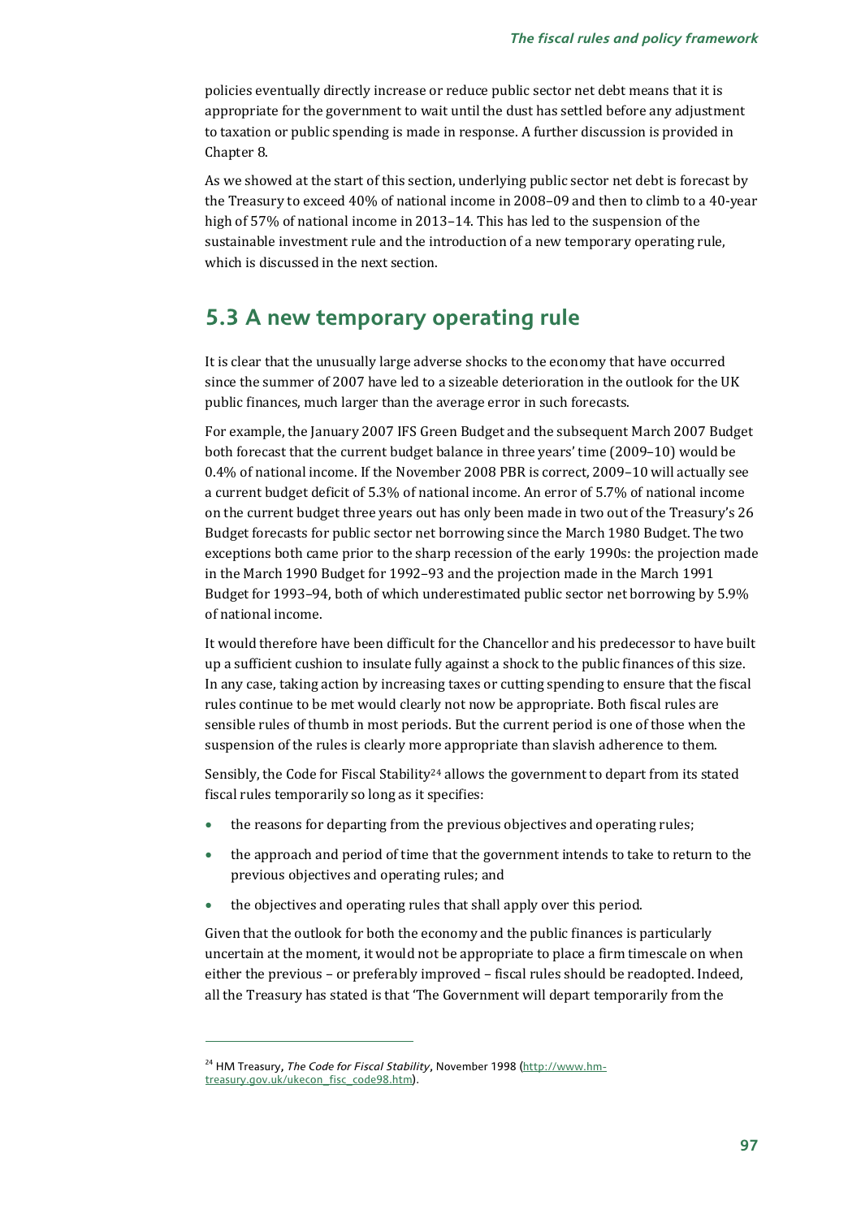policies eventually directly increase or reduce public sector net debt means that it is appropriate for the government to wait until the dust has settled before any adjustment to taxation or public spending is made in response. A further discussion is provided in Chapter 8.

As we showed at the start of this section, underlying public sector net debt is forecast by the Treasury to exceed 40% of national income in 2008–09 and then to climb to a 40-year high of 57% of national income in 2013–14. This has led to the suspension of the sustainable investment rule and the introduction of a new temporary operating rule, which is discussed in the next section.

## 5.3 A new temporary operating rule

It is clear that the unusually large adverse shocks to the economy that have occurred since the summer of 2007 have led to a sizeable deterioration in the outlook for the UK public finances, much larger than the average error in such forecasts.

For example, the January 2007 IFS Green Budget and the subsequent March 2007 Budget both forecast that the current budget balance in three years' time (2009–10) would be 0.4% of national income. If the November 2008 PBR is correct, 2009–10 will actually see a current budget deficit of 5.3% of national income. An error of 5.7% of national income on the current budget three years out has only been made in two out of the Treasury's 26 Budget forecasts for public sector net borrowing since the March 1980 Budget. The two exceptions both came prior to the sharp recession of the early 1990s: the projection made in the March 1990 Budget for 1992–93 and the projection made in the March 1991 Budget for 1993–94, both of which underestimated public sector net borrowing by 5.9% of national income.

It would therefore have been difficult for the Chancellor and his predecessor to have built up a sufficient cushion to insulate fully against a shock to the public finances of this size. In any case, taking action by increasing taxes or cutting spending to ensure that the fiscal rules continue to be met would clearly not now be appropriate. Both fiscal rules are sensible rules of thumb in most periods. But the current period is one of those when the suspension of the rules is clearly more appropriate than slavish adherence to them.

Sensibly, the Code for Fiscal Stability[24] allows the government to depart from its stated fiscal rules temporarily so long as it specifies:

- the reasons for departing from the previous objectives and operating rules;
- the approach and period of time that the government intends to take to return to the previous objectives and operating rules; and
- the objectives and operating rules that shall apply over this period.

Given that the outlook for both the economy and the public finances is particularly uncertain at the moment, it would not be appropriate to place a firm timescale on when either the previous – or preferably improved – fiscal rules should be readopted. Indeed, all the Treasury has stated is that 'The Government will depart temporarily from the

[24] HM Treasury, *The Code for Fiscal Stability*, November 1998 (http://www.hm-treasury.gov.uk/ukecon_fisc_code98.htm).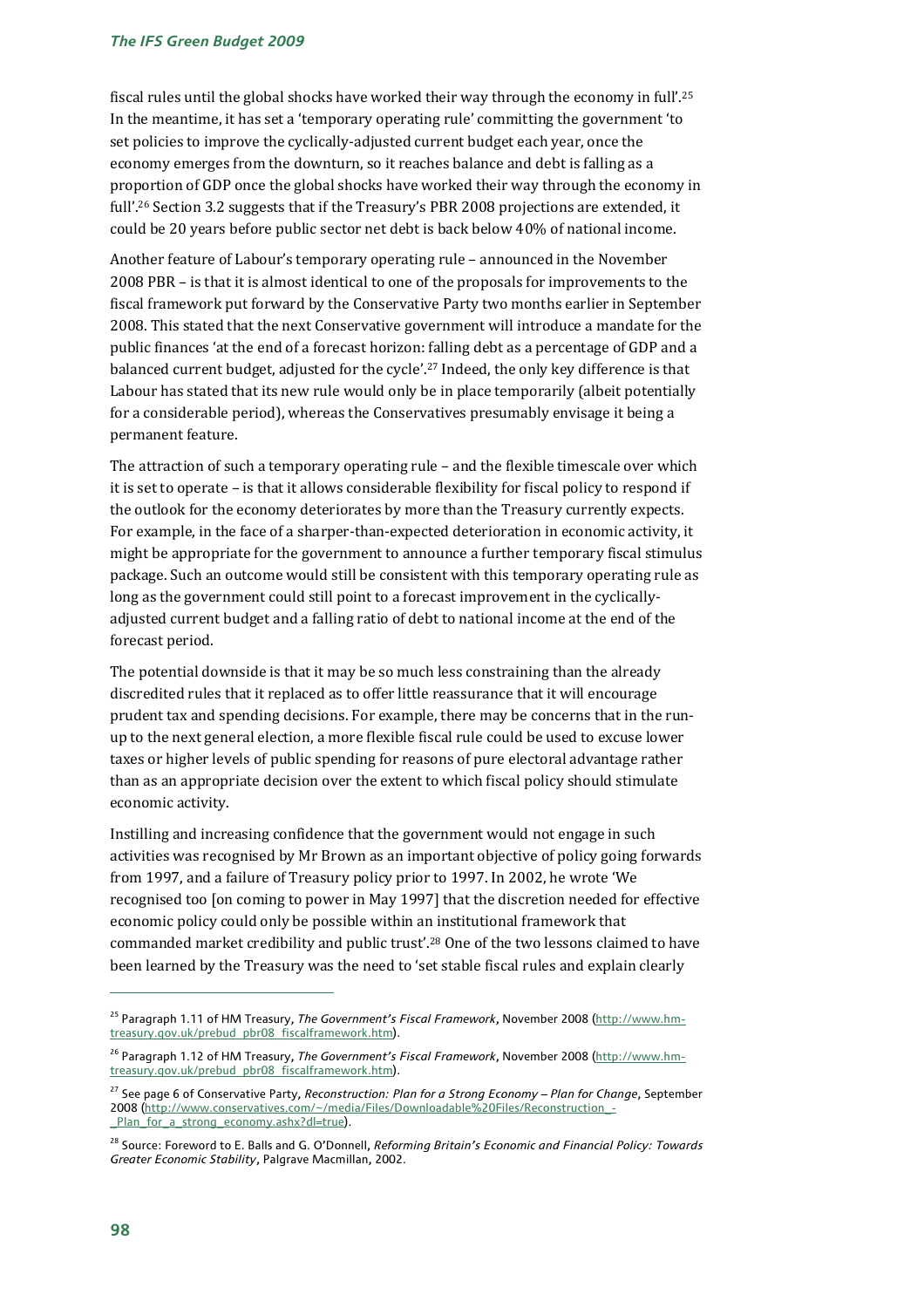fiscal rules until the global shocks have worked their way through the economy in full'.[25] In the meantime, it has set a 'temporary operating rule' committing the government 'to set policies to improve the cyclically-adjusted current budget each year, once the economy emerges from the downturn, so it reaches balance and debt is falling as a proportion of GDP once the global shocks have worked their way through the economy in full'.[26] Section 3.2 suggests that if the Treasury's PBR 2008 projections are extended, it could be 20 years before public sector net debt is back below 40% of national income.

Another feature of Labour's temporary operating rule – announced in the November 2008 PBR – is that it is almost identical to one of the proposals for improvements to the fiscal framework put forward by the Conservative Party two months earlier in September 2008. This stated that the next Conservative government will introduce a mandate for the public finances 'at the end of a forecast horizon: falling debt as a percentage of GDP and a balanced current budget, adjusted for the cycle'.[27] Indeed, the only key difference is that Labour has stated that its new rule would only be in place temporarily (albeit potentially for a considerable period), whereas the Conservatives presumably envisage it being a permanent feature.

The attraction of such a temporary operating rule – and the flexible timescale over which it is set to operate – is that it allows considerable flexibility for fiscal policy to respond if the outlook for the economy deteriorates by more than the Treasury currently expects. For example, in the face of a sharper-than-expected deterioration in economic activity, it might be appropriate for the government to announce a further temporary fiscal stimulus package. Such an outcome would still be consistent with this temporary operating rule as long as the government could still point to a forecast improvement in the cyclically-adjusted current budget and a falling ratio of debt to national income at the end of the forecast period.

The potential downside is that it may be so much less constraining than the already discredited rules that it replaced as to offer little reassurance that it will encourage prudent tax and spending decisions. For example, there may be concerns that in the run-up to the next general election, a more flexible fiscal rule could be used to excuse lower taxes or higher levels of public spending for reasons of pure electoral advantage rather than as an appropriate decision over the extent to which fiscal policy should stimulate economic activity.

Instilling and increasing confidence that the government would not engage in such activities was recognised by Mr Brown as an important objective of policy going forwards from 1997, and a failure of Treasury policy prior to 1997. In 2002, he wrote 'We recognised too [on coming to power in May 1997] that the discretion needed for effective economic policy could only be possible within an institutional framework that commanded market credibility and public trust'.[28] One of the two lessons claimed to have been learned by the Treasury was the need to 'set stable fiscal rules and explain clearly

---

[25] Paragraph 1.11 of HM Treasury, *The Government's Fiscal Framework*, November 2008 (http://www.hm-treasury.gov.uk/prebud_pbr08_fiscalframework.htm).

[26] Paragraph 1.12 of HM Treasury, *The Government's Fiscal Framework*, November 2008 (http://www.hm-treasury.gov.uk/prebud_pbr08_fiscalframework.htm).

[27] See page 6 of Conservative Party, *Reconstruction: Plan for a Strong Economy – Plan for Change*, September 2008 (http://www.conservatives.com/~/media/Files/Downloadable%20Files/Reconstruction_-_Plan_for_a_strong_economy.ashx?dl=true).

[28] Source: Foreword to E. Balls and G. O'Donnell, *Reforming Britain's Economic and Financial Policy: Towards Greater Economic Stability*, Palgrave Macmillan, 2002.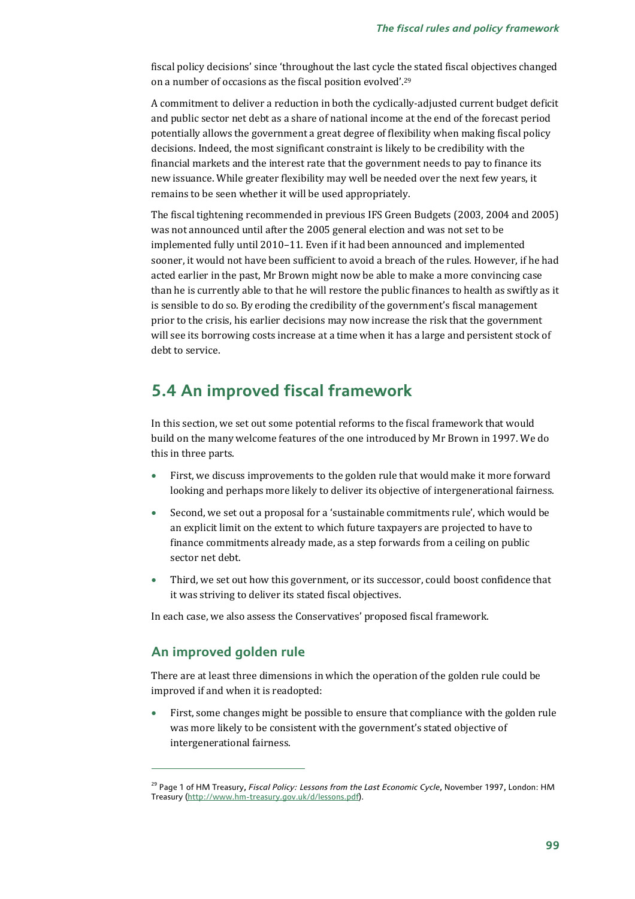fiscal policy decisions' since 'throughout the last cycle the stated fiscal objectives changed on a number of occasions as the fiscal position evolved'.[29]

A commitment to deliver a reduction in both the cyclically-adjusted current budget deficit and public sector net debt as a share of national income at the end of the forecast period potentially allows the government a great degree of flexibility when making fiscal policy decisions. Indeed, the most significant constraint is likely to be credibility with the financial markets and the interest rate that the government needs to pay to finance its new issuance. While greater flexibility may well be needed over the next few years, it remains to be seen whether it will be used appropriately.

The fiscal tightening recommended in previous IFS Green Budgets (2003, 2004 and 2005) was not announced until after the 2005 general election and was not set to be implemented fully until 2010–11. Even if it had been announced and implemented sooner, it would not have been sufficient to avoid a breach of the rules. However, if he had acted earlier in the past, Mr Brown might now be able to make a more convincing case than he is currently able to that he will restore the public finances to health as swiftly as it is sensible to do so. By eroding the credibility of the government's fiscal management prior to the crisis, his earlier decisions may now increase the risk that the government will see its borrowing costs increase at a time when it has a large and persistent stock of debt to service.

## 5.4 An improved fiscal framework

In this section, we set out some potential reforms to the fiscal framework that would build on the many welcome features of the one introduced by Mr Brown in 1997. We do this in three parts.

- First, we discuss improvements to the golden rule that would make it more forward looking and perhaps more likely to deliver its objective of intergenerational fairness.
- Second, we set out a proposal for a 'sustainable commitments rule', which would be an explicit limit on the extent to which future taxpayers are projected to have to finance commitments already made, as a step forwards from a ceiling on public sector net debt.
- Third, we set out how this government, or its successor, could boost confidence that it was striving to deliver its stated fiscal objectives.

In each case, we also assess the Conservatives' proposed fiscal framework.

### An improved golden rule

There are at least three dimensions in which the operation of the golden rule could be improved if and when it is readopted:

- First, some changes might be possible to ensure that compliance with the golden rule was more likely to be consistent with the government's stated objective of intergenerational fairness.

---

[29] Page 1 of HM Treasury, *Fiscal Policy: Lessons from the Last Economic Cycle*, November 1997, London: HM Treasury (http://www.hm-treasury.gov.uk/d/lessons.pdf).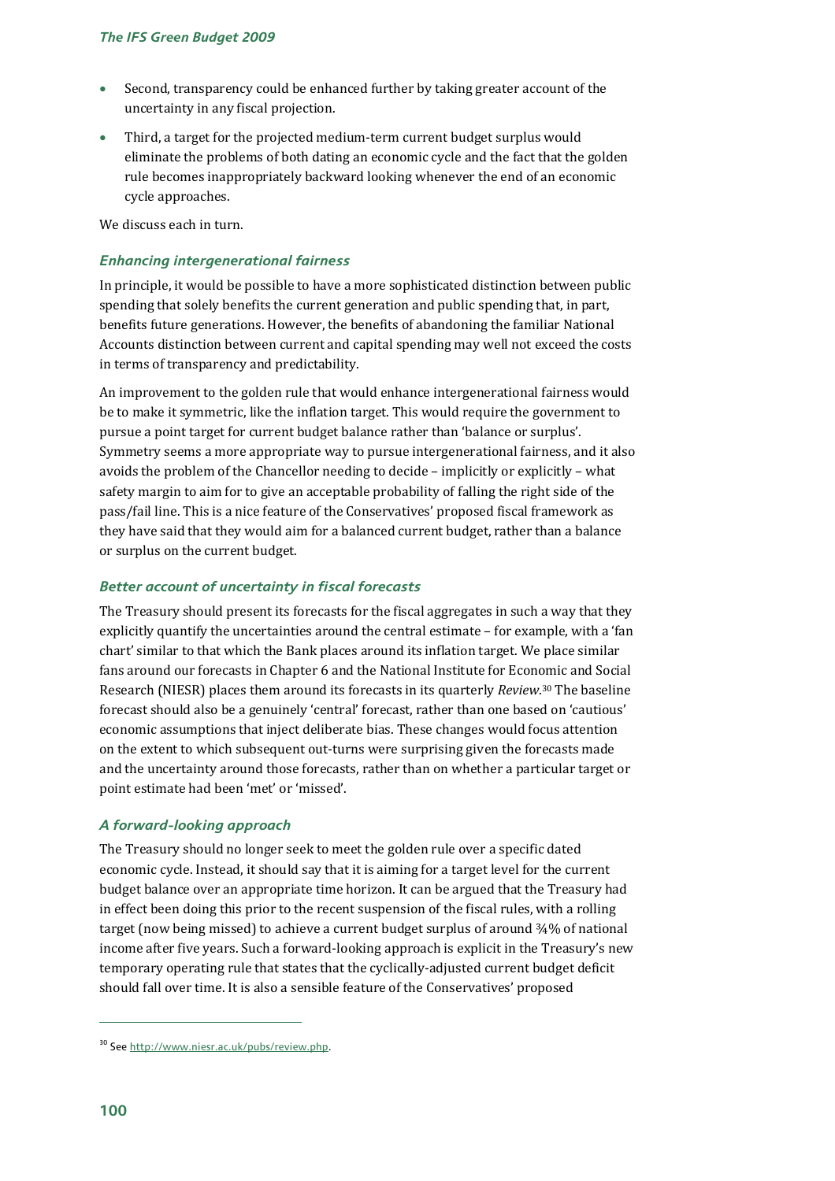- Second, transparency could be enhanced further by taking greater account of the uncertainty in any fiscal projection.
- Third, a target for the projected medium-term current budget surplus would eliminate the problems of both dating an economic cycle and the fact that the golden rule becomes inappropriately backward looking whenever the end of an economic cycle approaches.

We discuss each in turn.

### *Enhancing intergenerational fairness*

In principle, it would be possible to have a more sophisticated distinction between public spending that solely benefits the current generation and public spending that, in part, benefits future generations. However, the benefits of abandoning the familiar National Accounts distinction between current and capital spending may well not exceed the costs in terms of transparency and predictability.

An improvement to the golden rule that would enhance intergenerational fairness would be to make it symmetric, like the inflation target. This would require the government to pursue a point target for current budget balance rather than 'balance or surplus'. Symmetry seems a more appropriate way to pursue intergenerational fairness, and it also avoids the problem of the Chancellor needing to decide – implicitly or explicitly – what safety margin to aim for to give an acceptable probability of falling the right side of the pass/fail line. This is a nice feature of the Conservatives' proposed fiscal framework as they have said that they would aim for a balanced current budget, rather than a balance or surplus on the current budget.

### *Better account of uncertainty in fiscal forecasts*

The Treasury should present its forecasts for the fiscal aggregates in such a way that they explicitly quantify the uncertainties around the central estimate – for example, with a 'fan chart' similar to that which the Bank places around its inflation target. We place similar fans around our forecasts in Chapter 6 and the National Institute for Economic and Social Research (NIESR) places them around its forecasts in its quarterly *Review*.[30] The baseline forecast should also be a genuinely 'central' forecast, rather than one based on 'cautious' economic assumptions that inject deliberate bias. These changes would focus attention on the extent to which subsequent out-turns were surprising given the forecasts made and the uncertainty around those forecasts, rather than on whether a particular target or point estimate had been 'met' or 'missed'.

### *A forward-looking approach*

The Treasury should no longer seek to meet the golden rule over a specific dated economic cycle. Instead, it should say that it is aiming for a target level for the current budget balance over an appropriate time horizon. It can be argued that the Treasury had in effect been doing this prior to the recent suspension of the fiscal rules, with a rolling target (now being missed) to achieve a current budget surplus of around ¾% of national income after five years. Such a forward-looking approach is explicit in the Treasury's new temporary operating rule that states that the cyclically-adjusted current budget deficit should fall over time. It is also a sensible feature of the Conservatives' proposed

---

[30] See http://www.niesr.ac.uk/pubs/review.php.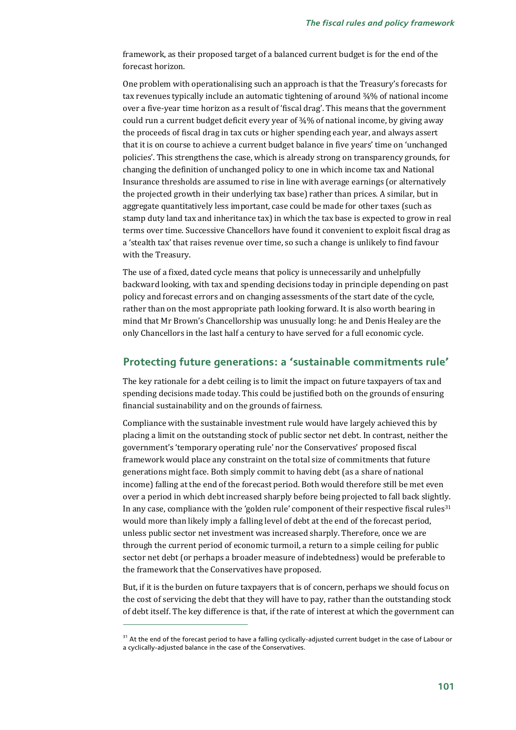framework, as their proposed target of a balanced current budget is for the end of the forecast horizon.

One problem with operationalising such an approach is that the Treasury's forecasts for tax revenues typically include an automatic tightening of around ¾% of national income over a five-year time horizon as a result of 'fiscal drag'. This means that the government could run a current budget deficit every year of ¾% of national income, by giving away the proceeds of fiscal drag in tax cuts or higher spending each year, and always assert that it is on course to achieve a current budget balance in five years' time on 'unchanged policies'. This strengthens the case, which is already strong on transparency grounds, for changing the definition of unchanged policy to one in which income tax and National Insurance thresholds are assumed to rise in line with average earnings (or alternatively the projected growth in their underlying tax base) rather than prices. A similar, but in aggregate quantitatively less important, case could be made for other taxes (such as stamp duty land tax and inheritance tax) in which the tax base is expected to grow in real terms over time. Successive Chancellors have found it convenient to exploit fiscal drag as a 'stealth tax' that raises revenue over time, so such a change is unlikely to find favour with the Treasury.

The use of a fixed, dated cycle means that policy is unnecessarily and unhelpfully backward looking, with tax and spending decisions today in principle depending on past policy and forecast errors and on changing assessments of the start date of the cycle, rather than on the most appropriate path looking forward. It is also worth bearing in mind that Mr Brown's Chancellorship was unusually long: he and Denis Healey are the only Chancellors in the last half a century to have served for a full economic cycle.

## Protecting future generations: a 'sustainable commitments rule'

The key rationale for a debt ceiling is to limit the impact on future taxpayers of tax and spending decisions made today. This could be justified both on the grounds of ensuring financial sustainability and on the grounds of fairness.

Compliance with the sustainable investment rule would have largely achieved this by placing a limit on the outstanding stock of public sector net debt. In contrast, neither the government's 'temporary operating rule' nor the Conservatives' proposed fiscal framework would place any constraint on the total size of commitments that future generations might face. Both simply commit to having debt (as a share of national income) falling at the end of the forecast period. Both would therefore still be met even over a period in which debt increased sharply before being projected to fall back slightly. In any case, compliance with the 'golden rule' component of their respective fiscal rules[31] would more than likely imply a falling level of debt at the end of the forecast period, unless public sector net investment was increased sharply. Therefore, once we are through the current period of economic turmoil, a return to a simple ceiling for public sector net debt (or perhaps a broader measure of indebtedness) would be preferable to the framework that the Conservatives have proposed.

But, if it is the burden on future taxpayers that is of concern, perhaps we should focus on the cost of servicing the debt that they will have to pay, rather than the outstanding stock of debt itself. The key difference is that, if the rate of interest at which the government can

[31] At the end of the forecast period to have a falling cyclically-adjusted current budget in the case of Labour or a cyclically-adjusted balance in the case of the Conservatives.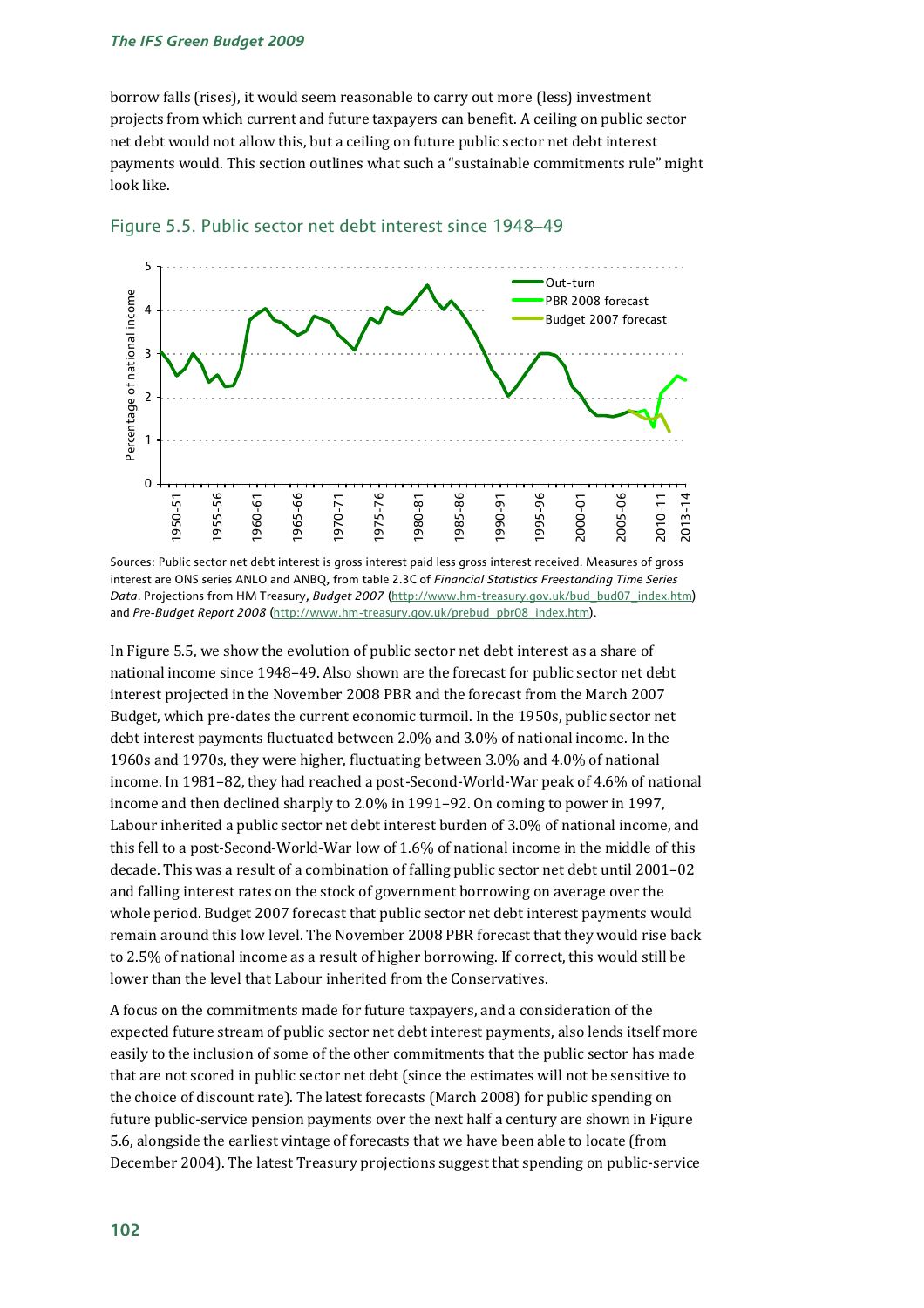borrow falls (rises), it would seem reasonable to carry out more (less) investment projects from which current and future taxpayers can benefit. A ceiling on public sector net debt would not allow this, but a ceiling on future public sector net debt interest payments would. This section outlines what such a "sustainable commitments rule" might look like.

### Figure 5.5. Public sector net debt interest since 1948–49

Sources: Public sector net debt interest is gross interest paid less gross interest received. Measures of gross interest are ONS series ANLO and ANBQ, from table 2.3C of *Financial Statistics Freestanding Time Series Data*. Projections from HM Treasury, *Budget 2007* (http://www.hm-treasury.gov.uk/bud_bud07_index.htm) and *Pre-Budget Report 2008* (http://www.hm-treasury.gov.uk/prebud_pbr08_index.htm).

In Figure 5.5, we show the evolution of public sector net debt interest as a share of national income since 1948–49. Also shown are the forecast for public sector net debt interest projected in the November 2008 PBR and the forecast from the March 2007 Budget, which pre-dates the current economic turmoil. In the 1950s, public sector net debt interest payments fluctuated between 2.0% and 3.0% of national income. In the 1960s and 1970s, they were higher, fluctuating between 3.0% and 4.0% of national income. In 1981–82, they had reached a post-Second-World-War peak of 4.6% of national income and then declined sharply to 2.0% in 1991–92. On coming to power in 1997, Labour inherited a public sector net debt interest burden of 3.0% of national income, and this fell to a post-Second-World-War low of 1.6% of national income in the middle of this decade. This was a result of a combination of falling public sector net debt until 2001–02 and falling interest rates on the stock of government borrowing on average over the whole period. Budget 2007 forecast that public sector net debt interest payments would remain around this low level. The November 2008 PBR forecast that they would rise back to 2.5% of national income as a result of higher borrowing. If correct, this would still be lower than the level that Labour inherited from the Conservatives.

A focus on the commitments made for future taxpayers, and a consideration of the expected future stream of public sector net debt interest payments, also lends itself more easily to the inclusion of some of the other commitments that the public sector has made that are not scored in public sector net debt (since the estimates will not be sensitive to the choice of discount rate). The latest forecasts (March 2008) for public spending on future public-service pension payments over the next half a century are shown in Figure 5.6, alongside the earliest vintage of forecasts that we have been able to locate (from December 2004). The latest Treasury projections suggest that spending on public-service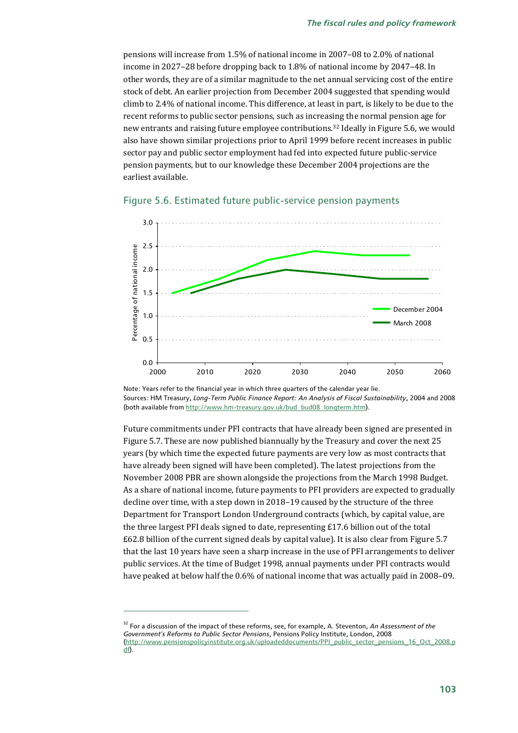pensions will increase from 1.5% of national income in 2007–08 to 2.0% of national income in 2027–28 before dropping back to 1.8% of national income by 2047–48. In other words, they are of a similar magnitude to the net annual servicing cost of the entire stock of debt. An earlier projection from December 2004 suggested that spending would climb to 2.4% of national income. This difference, at least in part, is likely to be due to the recent reforms to public sector pensions, such as increasing the normal pension age for new entrants and raising future employee contributions.[32] Ideally in Figure 5.6, we would also have shown similar projections prior to April 1999 before recent increases in public sector pay and public sector employment had fed into expected future public-service pension payments, but to our knowledge these December 2004 projections are the earliest available.

## Figure 5.6. Estimated future public-service pension payments

Note: Years refer to the financial year in which three quarters of the calendar year lie.
Sources: HM Treasury, *Long-Term Public Finance Report: An Analysis of Fiscal Sustainability*, 2004 and 2008 (both available from http://www.hm-treasury.gov.uk/bud_bud08_longterm.htm).

Future commitments under PFI contracts that have already been signed are presented in Figure 5.7. These are now published biannually by the Treasury and cover the next 25 years (by which time the expected future payments are very low as most contracts that have already been signed will have been completed). The latest projections from the November 2008 PBR are shown alongside the projections from the March 1998 Budget. As a share of national income, future payments to PFI providers are expected to gradually decline over time, with a step down in 2018–19 caused by the structure of the three Department for Transport London Underground contracts (which, by capital value, are the three largest PFI deals signed to date, representing £17.6 billion out of the total £62.8 billion of the current signed deals by capital value). It is also clear from Figure 5.7 that the last 10 years have seen a sharp increase in the use of PFI arrangements to deliver public services. At the time of Budget 1998, annual payments under PFI contracts would have peaked at below half the 0.6% of national income that was actually paid in 2008–09.

[32] For a discussion of the impact of these reforms, see, for example, A. Steventon, *An Assessment of the Government's Reforms to Public Sector Pensions*, Pensions Policy Institute, London, 2008 (http://www.pensionspolicyinstitute.org.uk/uploadeddocuments/PPI_public_sector_pensions_16_Oct_2008.pdf).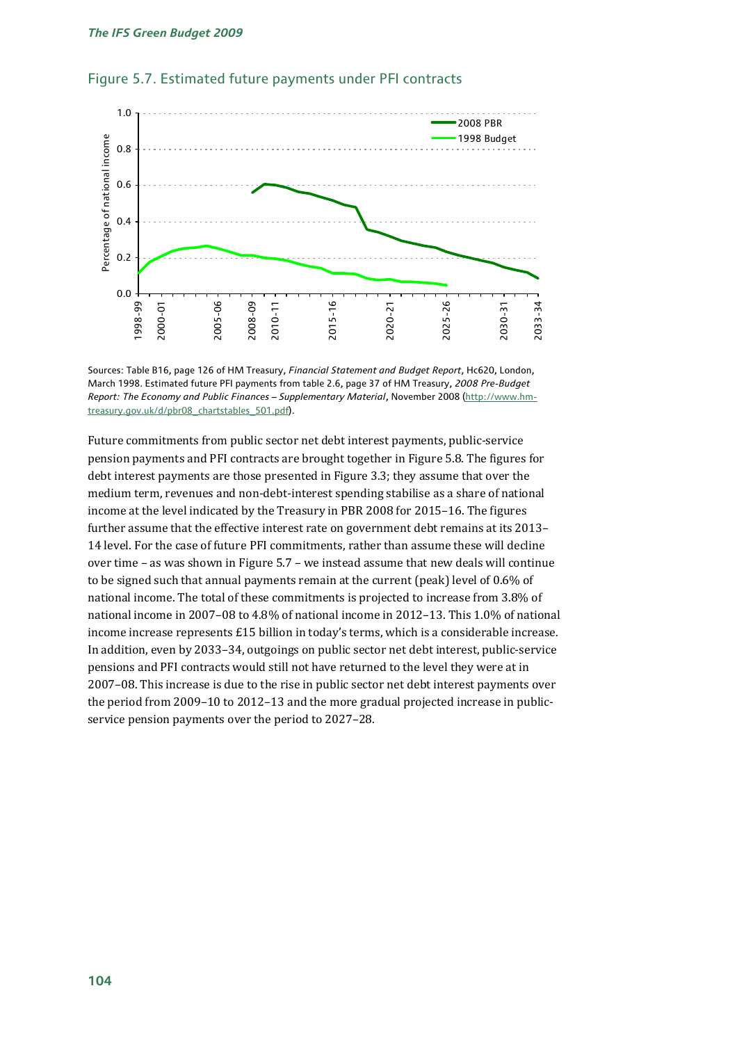Figure 5.7. Estimated future payments under PFI contracts

Sources: Table B16, page 126 of HM Treasury, *Financial Statement and Budget Report*, Hc620, London, March 1998. Estimated future PFI payments from table 2.6, page 37 of HM Treasury, *2008 Pre-Budget Report: The Economy and Public Finances – Supplementary Material*, November 2008 (http://www.hm-treasury.gov.uk/d/pbr08_chartstables_501.pdf).

Future commitments from public sector net debt interest payments, public-service pension payments and PFI contracts are brought together in Figure 5.8. The figures for debt interest payments are those presented in Figure 3.3; they assume that over the medium term, revenues and non-debt-interest spending stabilise as a share of national income at the level indicated by the Treasury in PBR 2008 for 2015–16. The figures further assume that the effective interest rate on government debt remains at its 2013–14 level. For the case of future PFI commitments, rather than assume these will decline over time – as was shown in Figure 5.7 – we instead assume that new deals will continue to be signed such that annual payments remain at the current (peak) level of 0.6% of national income. The total of these commitments is projected to increase from 3.8% of national income in 2007–08 to 4.8% of national income in 2012–13. This 1.0% of national income increase represents £15 billion in today's terms, which is a considerable increase. In addition, even by 2033–34, outgoings on public sector net debt interest, public-service pensions and PFI contracts would still not have returned to the level they were at in 2007–08. This increase is due to the rise in public sector net debt interest payments over the period from 2009–10 to 2012–13 and the more gradual projected increase in public-service pension payments over the period to 2027–28.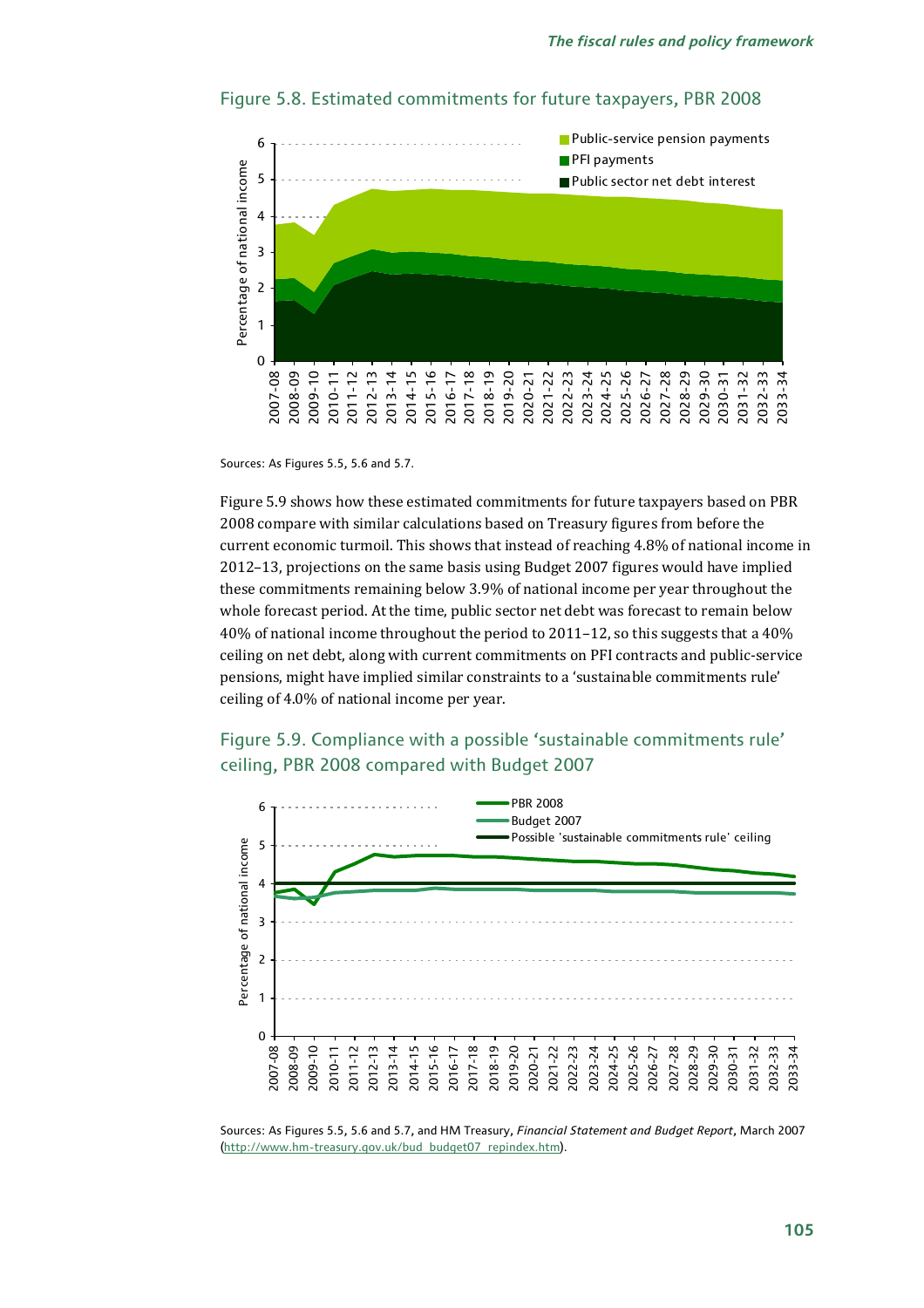## Figure 5.8. Estimated commitments for future taxpayers, PBR 2008

Sources: As Figures 5.5, 5.6 and 5.7.

Figure 5.9 shows how these estimated commitments for future taxpayers based on PBR 2008 compare with similar calculations based on Treasury figures from before the current economic turmoil. This shows that instead of reaching 4.8% of national income in 2012–13, projections on the same basis using Budget 2007 figures would have implied these commitments remaining below 3.9% of national income per year throughout the whole forecast period. At the time, public sector net debt was forecast to remain below 40% of national income throughout the period to 2011–12, so this suggests that a 40% ceiling on net debt, along with current commitments on PFI contracts and public-service pensions, might have implied similar constraints to a 'sustainable commitments rule' ceiling of 4.0% of national income per year.

## Figure 5.9. Compliance with a possible 'sustainable commitments rule' ceiling, PBR 2008 compared with Budget 2007

Sources: As Figures 5.5, 5.6 and 5.7, and HM Treasury, *Financial Statement and Budget Report*, March 2007 (http://www.hm-treasury.gov.uk/bud_budget07_repindex.htm).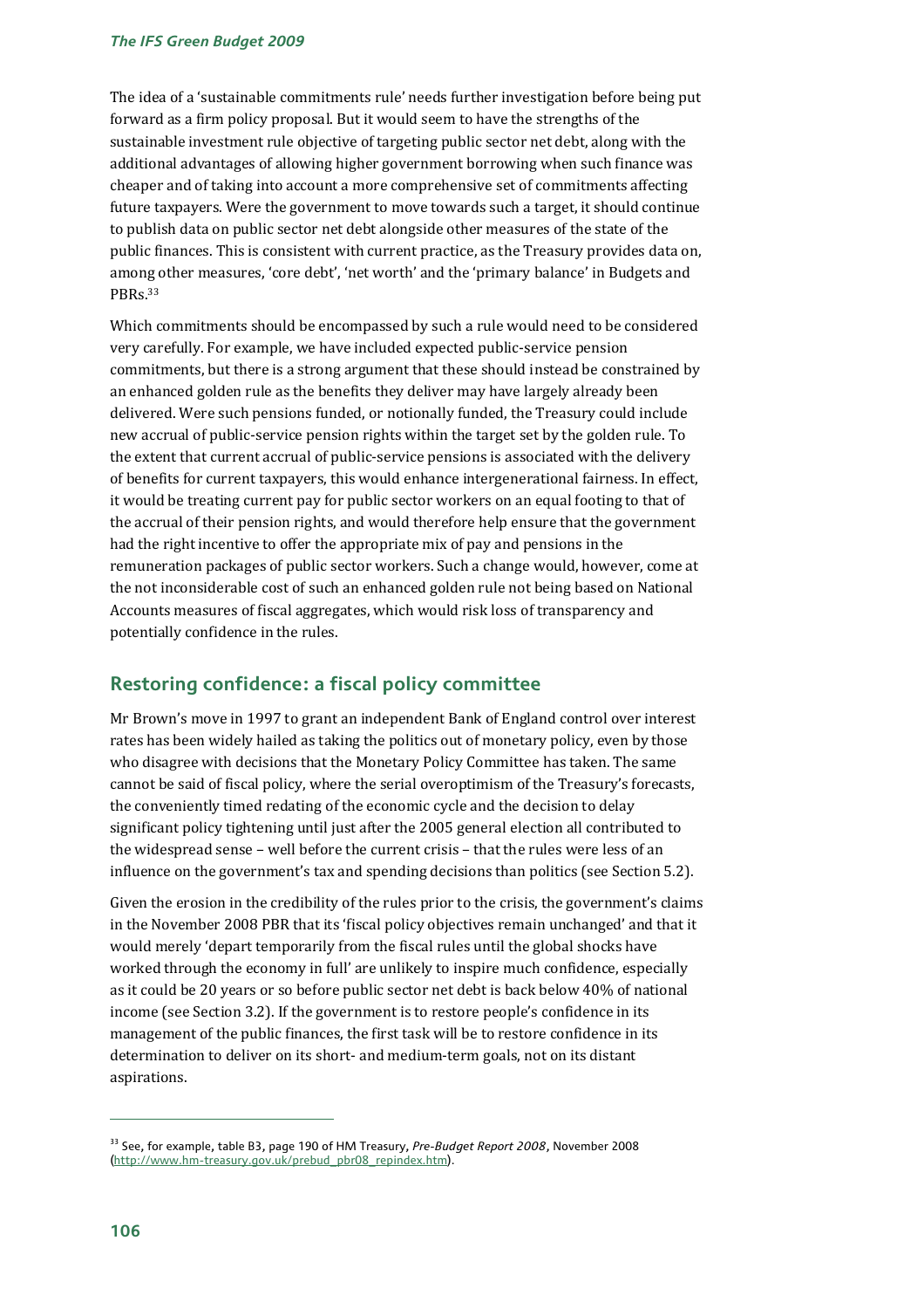The idea of a 'sustainable commitments rule' needs further investigation before being put forward as a firm policy proposal. But it would seem to have the strengths of the sustainable investment rule objective of targeting public sector net debt, along with the additional advantages of allowing higher government borrowing when such finance was cheaper and of taking into account a more comprehensive set of commitments affecting future taxpayers. Were the government to move towards such a target, it should continue to publish data on public sector net debt alongside other measures of the state of the public finances. This is consistent with current practice, as the Treasury provides data on, among other measures, 'core debt', 'net worth' and the 'primary balance' in Budgets and PBRs.[33]

Which commitments should be encompassed by such a rule would need to be considered very carefully. For example, we have included expected public-service pension commitments, but there is a strong argument that these should instead be constrained by an enhanced golden rule as the benefits they deliver may have largely already been delivered. Were such pensions funded, or notionally funded, the Treasury could include new accrual of public-service pension rights within the target set by the golden rule. To the extent that current accrual of public-service pensions is associated with the delivery of benefits for current taxpayers, this would enhance intergenerational fairness. In effect, it would be treating current pay for public sector workers on an equal footing to that of the accrual of their pension rights, and would therefore help ensure that the government had the right incentive to offer the appropriate mix of pay and pensions in the remuneration packages of public sector workers. Such a change would, however, come at the not inconsiderable cost of such an enhanced golden rule not being based on National Accounts measures of fiscal aggregates, which would risk loss of transparency and potentially confidence in the rules.

## Restoring confidence: a fiscal policy committee

Mr Brown's move in 1997 to grant an independent Bank of England control over interest rates has been widely hailed as taking the politics out of monetary policy, even by those who disagree with decisions that the Monetary Policy Committee has taken. The same cannot be said of fiscal policy, where the serial overoptimism of the Treasury's forecasts, the conveniently timed redating of the economic cycle and the decision to delay significant policy tightening until just after the 2005 general election all contributed to the widespread sense – well before the current crisis – that the rules were less of an influence on the government's tax and spending decisions than politics (see Section 5.2).

Given the erosion in the credibility of the rules prior to the crisis, the government's claims in the November 2008 PBR that its 'fiscal policy objectives remain unchanged' and that it would merely 'depart temporarily from the fiscal rules until the global shocks have worked through the economy in full' are unlikely to inspire much confidence, especially as it could be 20 years or so before public sector net debt is back below 40% of national income (see Section 3.2). If the government is to restore people's confidence in its management of the public finances, the first task will be to restore confidence in its determination to deliver on its short- and medium-term goals, not on its distant aspirations.

---

[33] See, for example, table B3, page 190 of HM Treasury, *Pre-Budget Report 2008*, November 2008 (http://www.hm-treasury.gov.uk/prebud_pbr08_repindex.htm).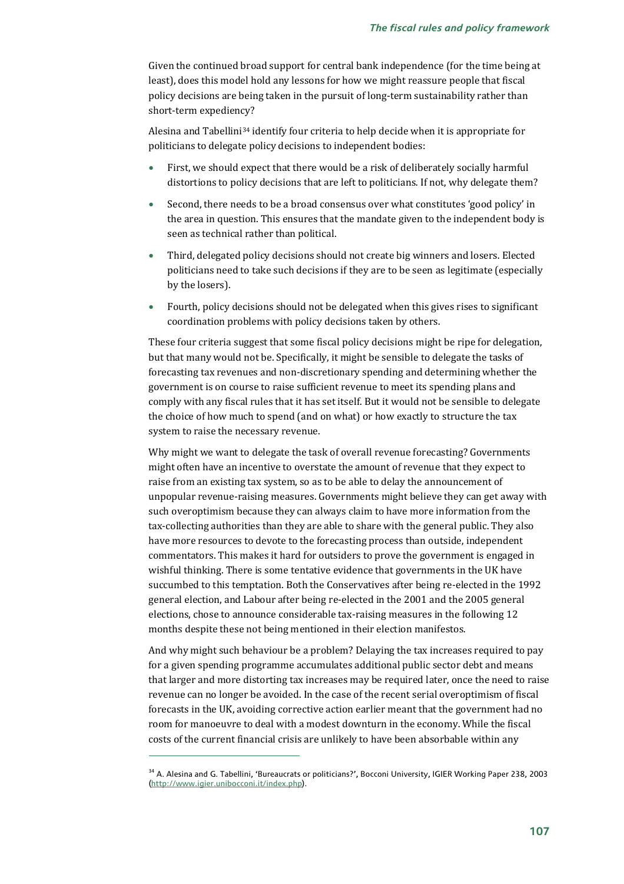Given the continued broad support for central bank independence (for the time being at least), does this model hold any lessons for how we might reassure people that fiscal policy decisions are being taken in the pursuit of long-term sustainability rather than short-term expediency?

Alesina and Tabellini[34] identify four criteria to help decide when it is appropriate for politicians to delegate policy decisions to independent bodies:

- First, we should expect that there would be a risk of deliberately socially harmful distortions to policy decisions that are left to politicians. If not, why delegate them?
- Second, there needs to be a broad consensus over what constitutes 'good policy' in the area in question. This ensures that the mandate given to the independent body is seen as technical rather than political.
- Third, delegated policy decisions should not create big winners and losers. Elected politicians need to take such decisions if they are to be seen as legitimate (especially by the losers).
- Fourth, policy decisions should not be delegated when this gives rises to significant coordination problems with policy decisions taken by others.

These four criteria suggest that some fiscal policy decisions might be ripe for delegation, but that many would not be. Specifically, it might be sensible to delegate the tasks of forecasting tax revenues and non-discretionary spending and determining whether the government is on course to raise sufficient revenue to meet its spending plans and comply with any fiscal rules that it has set itself. But it would not be sensible to delegate the choice of how much to spend (and on what) or how exactly to structure the tax system to raise the necessary revenue.

Why might we want to delegate the task of overall revenue forecasting? Governments might often have an incentive to overstate the amount of revenue that they expect to raise from an existing tax system, so as to be able to delay the announcement of unpopular revenue-raising measures. Governments might believe they can get away with such overoptimism because they can always claim to have more information from the tax-collecting authorities than they are able to share with the general public. They also have more resources to devote to the forecasting process than outside, independent commentators. This makes it hard for outsiders to prove the government is engaged in wishful thinking. There is some tentative evidence that governments in the UK have succumbed to this temptation. Both the Conservatives after being re-elected in the 1992 general election, and Labour after being re-elected in the 2001 and the 2005 general elections, chose to announce considerable tax-raising measures in the following 12 months despite these not being mentioned in their election manifestos.

And why might such behaviour be a problem? Delaying the tax increases required to pay for a given spending programme accumulates additional public sector debt and means that larger and more distorting tax increases may be required later, once the need to raise revenue can no longer be avoided. In the case of the recent serial overoptimism of fiscal forecasts in the UK, avoiding corrective action earlier meant that the government had no room for manoeuvre to deal with a modest downturn in the economy. While the fiscal costs of the current financial crisis are unlikely to have been absorbable within any

[34] A. Alesina and G. Tabellini, 'Bureaucrats or politicians?', Bocconi University, IGIER Working Paper 238, 2003 (http://www.igier.unibocconi.it/index.php).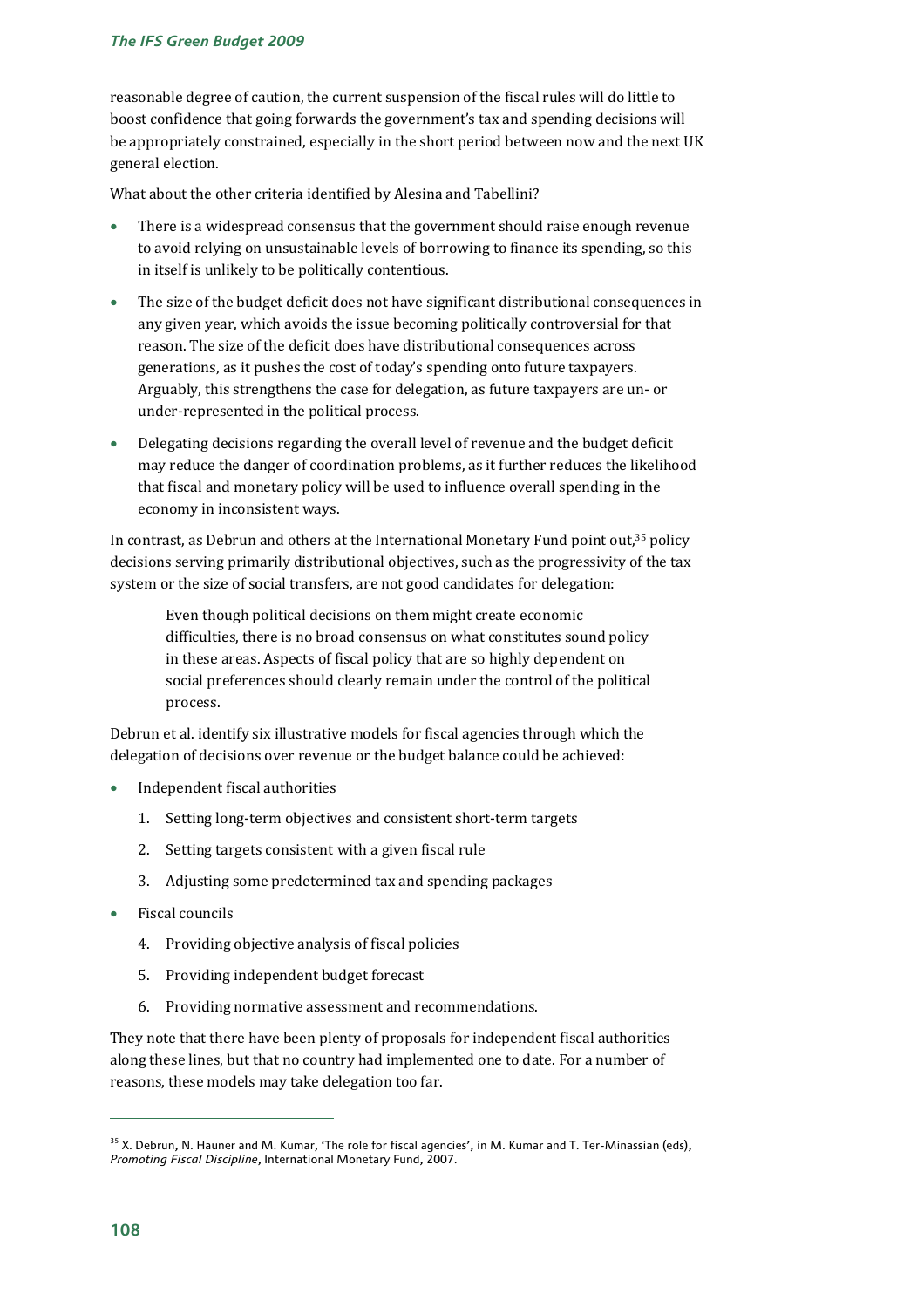reasonable degree of caution, the current suspension of the fiscal rules will do little to boost confidence that going forwards the government's tax and spending decisions will be appropriately constrained, especially in the short period between now and the next UK general election.

What about the other criteria identified by Alesina and Tabellini?

- There is a widespread consensus that the government should raise enough revenue to avoid relying on unsustainable levels of borrowing to finance its spending, so this in itself is unlikely to be politically contentious.
- The size of the budget deficit does not have significant distributional consequences in any given year, which avoids the issue becoming politically controversial for that reason. The size of the deficit does have distributional consequences across generations, as it pushes the cost of today's spending onto future taxpayers. Arguably, this strengthens the case for delegation, as future taxpayers are un- or under-represented in the political process.
- Delegating decisions regarding the overall level of revenue and the budget deficit may reduce the danger of coordination problems, as it further reduces the likelihood that fiscal and monetary policy will be used to influence overall spending in the economy in inconsistent ways.

In contrast, as Debrun and others at the International Monetary Fund point out,[35] policy decisions serving primarily distributional objectives, such as the progressivity of the tax system or the size of social transfers, are not good candidates for delegation:

> Even though political decisions on them might create economic difficulties, there is no broad consensus on what constitutes sound policy in these areas. Aspects of fiscal policy that are so highly dependent on social preferences should clearly remain under the control of the political process.

Debrun et al. identify six illustrative models for fiscal agencies through which the delegation of decisions over revenue or the budget balance could be achieved:

- Independent fiscal authorities
  1. Setting long-term objectives and consistent short-term targets
  2. Setting targets consistent with a given fiscal rule
  3. Adjusting some predetermined tax and spending packages
- Fiscal councils
  4. Providing objective analysis of fiscal policies
  5. Providing independent budget forecast
  6. Providing normative assessment and recommendations.

They note that there have been plenty of proposals for independent fiscal authorities along these lines, but that no country had implemented one to date. For a number of reasons, these models may take delegation too far.

---

[35] X. Debrun, N. Hauner and M. Kumar, 'The role for fiscal agencies', in M. Kumar and T. Ter-Minassian (eds), *Promoting Fiscal Discipline*, International Monetary Fund, 2007.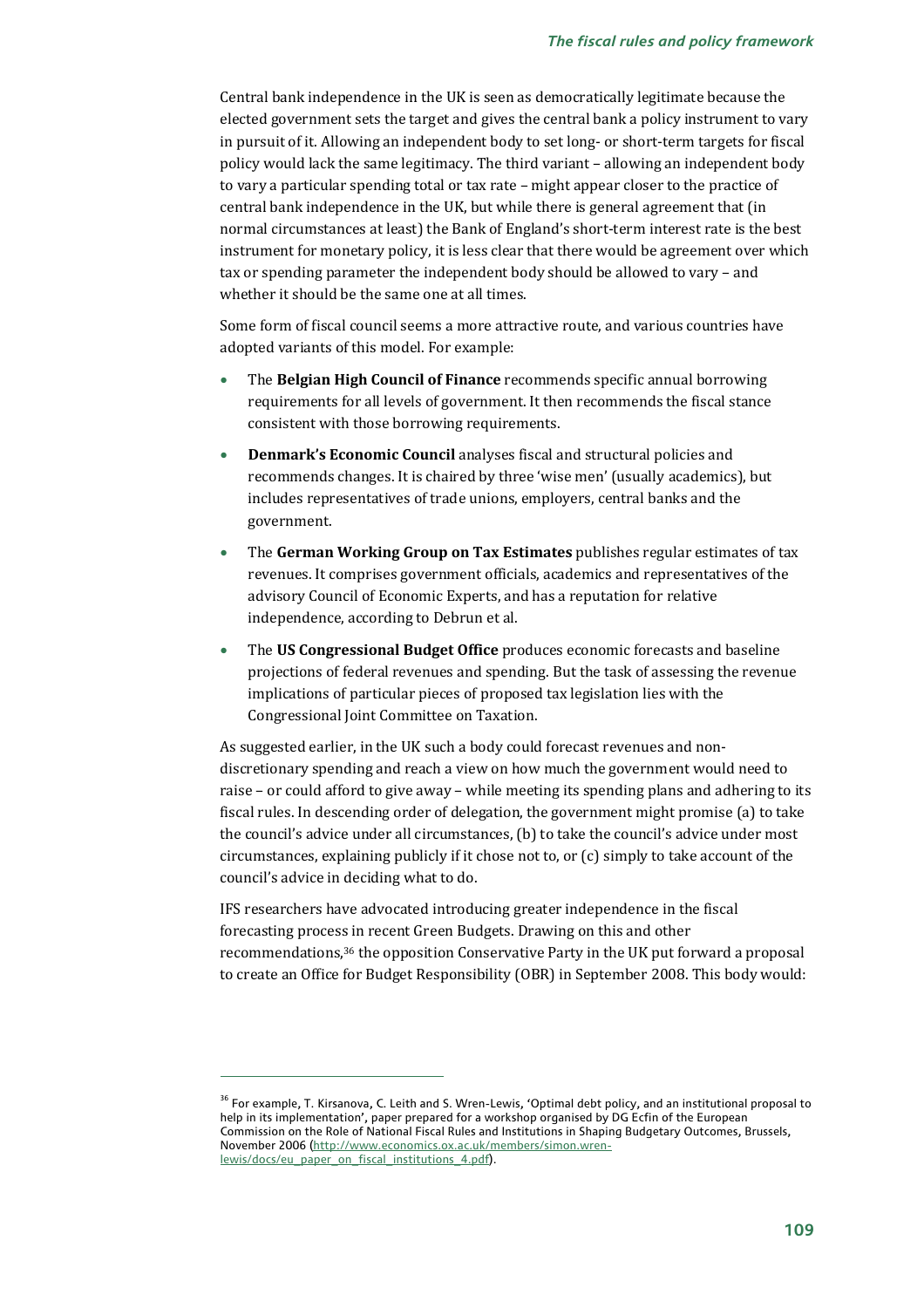Central bank independence in the UK is seen as democratically legitimate because the elected government sets the target and gives the central bank a policy instrument to vary in pursuit of it. Allowing an independent body to set long- or short-term targets for fiscal policy would lack the same legitimacy. The third variant – allowing an independent body to vary a particular spending total or tax rate – might appear closer to the practice of central bank independence in the UK, but while there is general agreement that (in normal circumstances at least) the Bank of England's short-term interest rate is the best instrument for monetary policy, it is less clear that there would be agreement over which tax or spending parameter the independent body should be allowed to vary – and whether it should be the same one at all times.

Some form of fiscal council seems a more attractive route, and various countries have adopted variants of this model. For example:

- The **Belgian High Council of Finance** recommends specific annual borrowing requirements for all levels of government. It then recommends the fiscal stance consistent with those borrowing requirements.
- **Denmark's Economic Council** analyses fiscal and structural policies and recommends changes. It is chaired by three 'wise men' (usually academics), but includes representatives of trade unions, employers, central banks and the government.
- The **German Working Group on Tax Estimates** publishes regular estimates of tax revenues. It comprises government officials, academics and representatives of the advisory Council of Economic Experts, and has a reputation for relative independence, according to Debrun et al.
- The **US Congressional Budget Office** produces economic forecasts and baseline projections of federal revenues and spending. But the task of assessing the revenue implications of particular pieces of proposed tax legislation lies with the Congressional Joint Committee on Taxation.

As suggested earlier, in the UK such a body could forecast revenues and non-discretionary spending and reach a view on how much the government would need to raise – or could afford to give away – while meeting its spending plans and adhering to its fiscal rules. In descending order of delegation, the government might promise (a) to take the council's advice under all circumstances, (b) to take the council's advice under most circumstances, explaining publicly if it chose not to, or (c) simply to take account of the council's advice in deciding what to do.

IFS researchers have advocated introducing greater independence in the fiscal forecasting process in recent Green Budgets. Drawing on this and other recommendations,[36] the opposition Conservative Party in the UK put forward a proposal to create an Office for Budget Responsibility (OBR) in September 2008. This body would:

---

[36] For example, T. Kirsanova, C. Leith and S. Wren-Lewis, 'Optimal debt policy, and an institutional proposal to help in its implementation', paper prepared for a workshop organised by DG Ecfin of the European Commission on the Role of National Fiscal Rules and Institutions in Shaping Budgetary Outcomes, Brussels, November 2006 (http://www.economics.ox.ac.uk/members/simon.wren-lewis/docs/eu_paper_on_fiscal_institutions_4.pdf).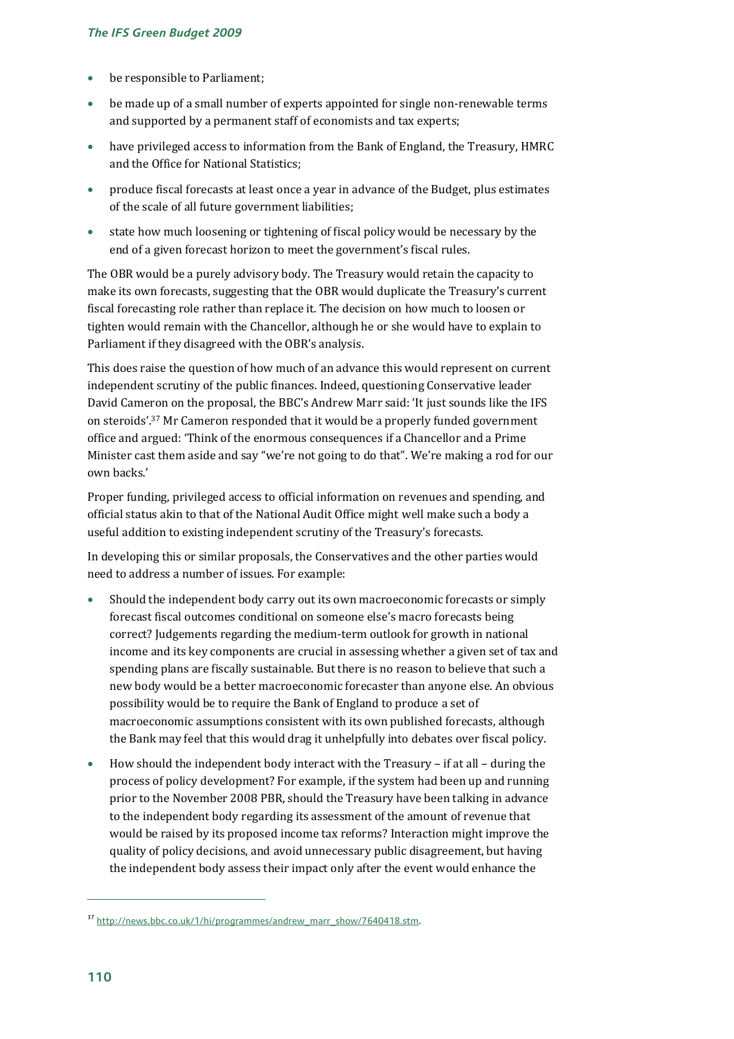- be responsible to Parliament;
- be made up of a small number of experts appointed for single non-renewable terms and supported by a permanent staff of economists and tax experts;
- have privileged access to information from the Bank of England, the Treasury, HMRC and the Office for National Statistics;
- produce fiscal forecasts at least once a year in advance of the Budget, plus estimates of the scale of all future government liabilities;
- state how much loosening or tightening of fiscal policy would be necessary by the end of a given forecast horizon to meet the government's fiscal rules.

The OBR would be a purely advisory body. The Treasury would retain the capacity to make its own forecasts, suggesting that the OBR would duplicate the Treasury's current fiscal forecasting role rather than replace it. The decision on how much to loosen or tighten would remain with the Chancellor, although he or she would have to explain to Parliament if they disagreed with the OBR's analysis.

This does raise the question of how much of an advance this would represent on current independent scrutiny of the public finances. Indeed, questioning Conservative leader David Cameron on the proposal, the BBC's Andrew Marr said: 'It just sounds like the IFS on steroids'.[37] Mr Cameron responded that it would be a properly funded government office and argued: 'Think of the enormous consequences if a Chancellor and a Prime Minister cast them aside and say "we're not going to do that". We're making a rod for our own backs.'

Proper funding, privileged access to official information on revenues and spending, and official status akin to that of the National Audit Office might well make such a body a useful addition to existing independent scrutiny of the Treasury's forecasts.

In developing this or similar proposals, the Conservatives and the other parties would need to address a number of issues. For example:

- Should the independent body carry out its own macroeconomic forecasts or simply forecast fiscal outcomes conditional on someone else's macro forecasts being correct? Judgements regarding the medium-term outlook for growth in national income and its key components are crucial in assessing whether a given set of tax and spending plans are fiscally sustainable. But there is no reason to believe that such a new body would be a better macroeconomic forecaster than anyone else. An obvious possibility would be to require the Bank of England to produce a set of macroeconomic assumptions consistent with its own published forecasts, although the Bank may feel that this would drag it unhelpfully into debates over fiscal policy.
- How should the independent body interact with the Treasury – if at all – during the process of policy development? For example, if the system had been up and running prior to the November 2008 PBR, should the Treasury have been talking in advance to the independent body regarding its assessment of the amount of revenue that would be raised by its proposed income tax reforms? Interaction might improve the quality of policy decisions, and avoid unnecessary public disagreement, but having the independent body assess their impact only after the event would enhance the

---

[37] http://news.bbc.co.uk/1/hi/programmes/andrew_marr_show/7640418.stm.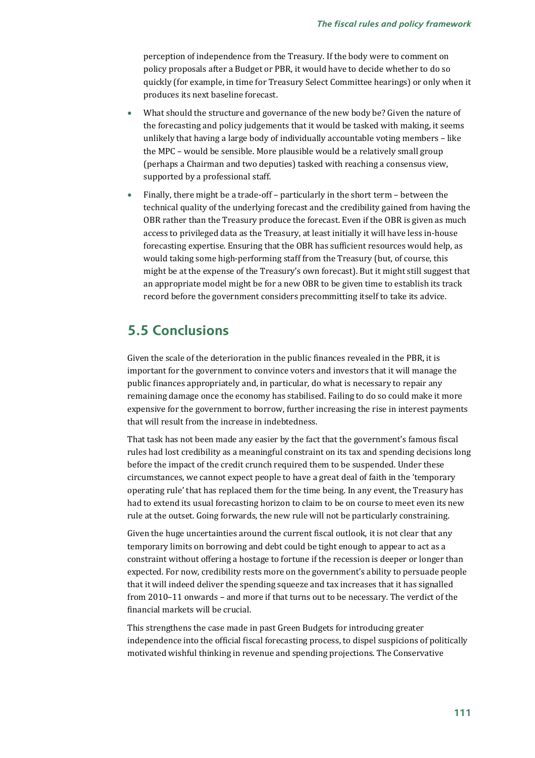perception of independence from the Treasury. If the body were to comment on policy proposals after a Budget or PBR, it would have to decide whether to do so quickly (for example, in time for Treasury Select Committee hearings) or only when it produces its next baseline forecast.

- What should the structure and governance of the new body be? Given the nature of the forecasting and policy judgements that it would be tasked with making, it seems unlikely that having a large body of individually accountable voting members – like the MPC – would be sensible. More plausible would be a relatively small group (perhaps a Chairman and two deputies) tasked with reaching a consensus view, supported by a professional staff.
- Finally, there might be a trade-off – particularly in the short term – between the technical quality of the underlying forecast and the credibility gained from having the OBR rather than the Treasury produce the forecast. Even if the OBR is given as much access to privileged data as the Treasury, at least initially it will have less in-house forecasting expertise. Ensuring that the OBR has sufficient resources would help, as would taking some high-performing staff from the Treasury (but, of course, this might be at the expense of the Treasury's own forecast). But it might still suggest that an appropriate model might be for a new OBR to be given time to establish its track record before the government considers precommitting itself to take its advice.

## 5.5 Conclusions

Given the scale of the deterioration in the public finances revealed in the PBR, it is important for the government to convince voters and investors that it will manage the public finances appropriately and, in particular, do what is necessary to repair any remaining damage once the economy has stabilised. Failing to do so could make it more expensive for the government to borrow, further increasing the rise in interest payments that will result from the increase in indebtedness.

That task has not been made any easier by the fact that the government's famous fiscal rules had lost credibility as a meaningful constraint on its tax and spending decisions long before the impact of the credit crunch required them to be suspended. Under these circumstances, we cannot expect people to have a great deal of faith in the 'temporary operating rule' that has replaced them for the time being. In any event, the Treasury has had to extend its usual forecasting horizon to claim to be on course to meet even its new rule at the outset. Going forwards, the new rule will not be particularly constraining.

Given the huge uncertainties around the current fiscal outlook, it is not clear that any temporary limits on borrowing and debt could be tight enough to appear to act as a constraint without offering a hostage to fortune if the recession is deeper or longer than expected. For now, credibility rests more on the government's ability to persuade people that it will indeed deliver the spending squeeze and tax increases that it has signalled from 2010–11 onwards – and more if that turns out to be necessary. The verdict of the financial markets will be crucial.

This strengthens the case made in past Green Budgets for introducing greater independence into the official fiscal forecasting process, to dispel suspicions of politically motivated wishful thinking in revenue and spending projections. The Conservative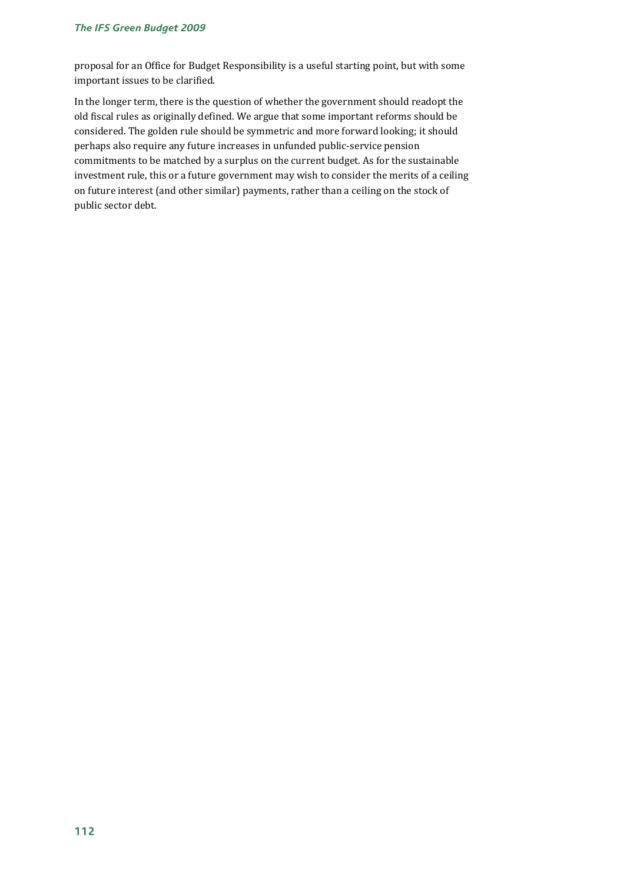proposal for an Office for Budget Responsibility is a useful starting point, but with some important issues to be clarified.

In the longer term, there is the question of whether the government should readopt the old fiscal rules as originally defined. We argue that some important reforms should be considered. The golden rule should be symmetric and more forward looking; it should perhaps also require any future increases in unfunded public-service pension commitments to be matched by a surplus on the current budget. As for the sustainable investment rule, this or a future government may wish to consider the merits of a ceiling on future interest (and other similar) payments, rather than a ceiling on the stock of public sector debt.